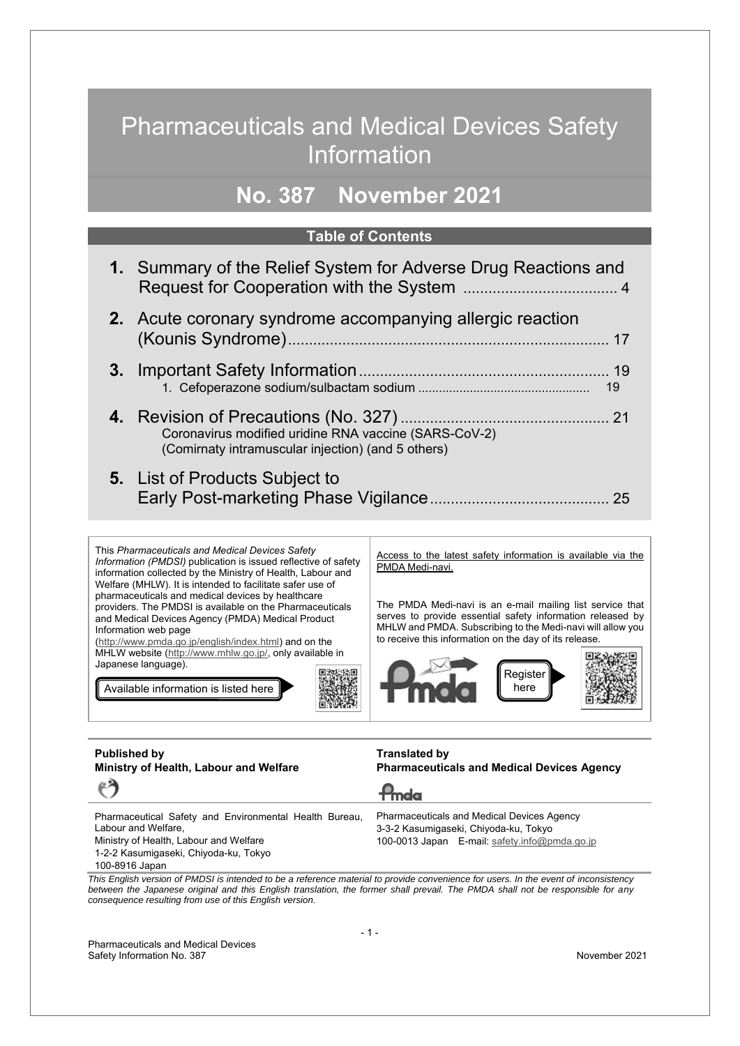# Pharmaceuticals and Medical Devices Safety Information

## No. 387 November 2021

### Table of Contents

**1.** Summary of the Relief System for Adverse Drug Reactions and Request for Cooperation with the System .................................... 4

**2.** Acute coronary syndrome accompanying allergic reaction (Kounis Syndrome) ........................................................................ 17

**3.** Important Safety Information ........................................................ 19
   1. Cefoperazone sodium/sulbactam sodium ................................................ 19

**4.** Revision of Precautions (No. 327) ................................................ 21
   Coronavirus modified uridine RNA vaccine (SARS-CoV-2) (Comirnaty intramuscular injection) (and 5 others)

**5.** List of Products Subject to Early Post-marketing Phase Vigilance ......................................... 25

This *Pharmaceuticals and Medical Devices Safety Information (PMDSI)* publication is issued reflective of safety information collected by the Ministry of Health, Labour and Welfare (MHLW). It is intended to facilitate safer use of pharmaceuticals and medical devices by healthcare providers. The PMDSI is available on the Pharmaceuticals and Medical Devices Agency (PMDA) Medical Product Information web page (http://www.pmda.go.jp/english/index.html) and on the MHLW website (http://www.mhlw.go.jp/, only available in Japanese language).

Available information is listed here

Access to the latest safety information is available via the PMDA Medi-navi.

The PMDA Medi-navi is an e-mail mailing list service that serves to provide essential safety information released by MHLW and PMDA. Subscribing to the Medi-navi will allow you to receive this information on the day of its release.

Register here

**Published by**
**Ministry of Health, Labour and Welfare**

Pharmaceutical Safety and Environmental Health Bureau, Labour and Welfare,
Ministry of Health, Labour and Welfare
1-2-2 Kasumigaseki, Chiyoda-ku, Tokyo
100-8916 Japan

**Translated by**
**Pharmaceuticals and Medical Devices Agency**

Pharmaceuticals and Medical Devices Agency
3-3-2 Kasumigaseki, Chiyoda-ku, Tokyo
100-0013 Japan E-mail: safety.info@pmda.go.jp

*This English version of PMDSI is intended to be a reference material to provide convenience for users. In the event of inconsistency between the Japanese original and this English translation, the former shall prevail. The PMDA shall not be responsible for any consequence resulting from use of this English version.*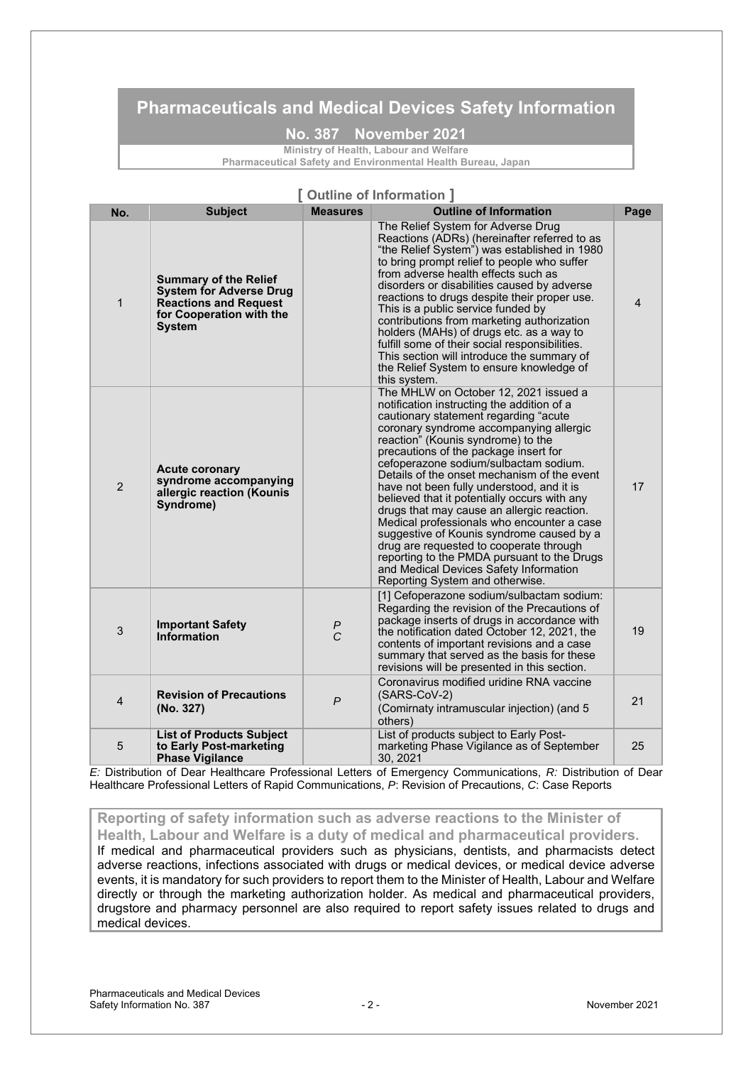# Pharmaceuticals and Medical Devices Safety Information

## No. 387 November 2021

**Ministry of Health, Labour and Welfare**
**Pharmaceutical Safety and Environmental Health Bureau, Japan**

## [ Outline of Information ]

| No. | Subject | Measures | Outline of Information | Page |
|---|---|---|---|---|
| 1 | **Summary of the Relief System for Adverse Drug Reactions and Request for Cooperation with the System** | | The Relief System for Adverse Drug Reactions (ADRs) (hereinafter referred to as "the Relief System") was established in 1980 to bring prompt relief to people who suffer from adverse health effects such as disorders or disabilities caused by adverse reactions to drugs despite their proper use. This is a public service funded by contributions from marketing authorization holders (MAHs) of drugs etc. as a way to fulfill some of their social responsibilities. This section will introduce the summary of the Relief System to ensure knowledge of this system. | 4 |
| 2 | **Acute coronary syndrome accompanying allergic reaction (Kounis Syndrome)** | | The MHLW on October 12, 2021 issued a notification instructing the addition of a cautionary statement regarding "acute coronary syndrome accompanying allergic reaction" (Kounis syndrome) to the precautions of the package insert for cefoperazone sodium/sulbactam sodium. Details of the onset mechanism of the event have not been fully understood, and it is believed that it potentially occurs with any drugs that may cause an allergic reaction. Medical professionals who encounter a case suggestive of Kounis syndrome caused by a drug are requested to cooperate through reporting to the PMDA pursuant to the Drugs and Medical Devices Safety Information Reporting System and otherwise. | 17 |
| 3 | **Important Safety Information** | *P* *C* | [1] Cefoperazone sodium/sulbactam sodium: Regarding the revision of the Precautions of package inserts of drugs in accordance with the notification dated October 12, 2021, the contents of important revisions and a case summary that served as the basis for these revisions will be presented in this section. | 19 |
| 4 | **Revision of Precautions (No. 327)** | *P* | Coronavirus modified uridine RNA vaccine (SARS-CoV-2) (Comirnaty intramuscular injection) (and 5 others) | 21 |
| 5 | **List of Products Subject to Early Post-marketing Phase Vigilance** | | List of products subject to Early Post-marketing Phase Vigilance as of September 30, 2021 | 25 |

*E:* Distribution of Dear Healthcare Professional Letters of Emergency Communications, *R:* Distribution of Dear Healthcare Professional Letters of Rapid Communications, *P*: Revision of Precautions, *C*: Case Reports

**Reporting of safety information such as adverse reactions to the Minister of Health, Labour and Welfare is a duty of medical and pharmaceutical providers.**

If medical and pharmaceutical providers such as physicians, dentists, and pharmacists detect adverse reactions, infections associated with drugs or medical devices, or medical device adverse events, it is mandatory for such providers to report them to the Minister of Health, Labour and Welfare directly or through the marketing authorization holder. As medical and pharmaceutical providers, drugstore and pharmacy personnel are also required to report safety issues related to drugs and medical devices.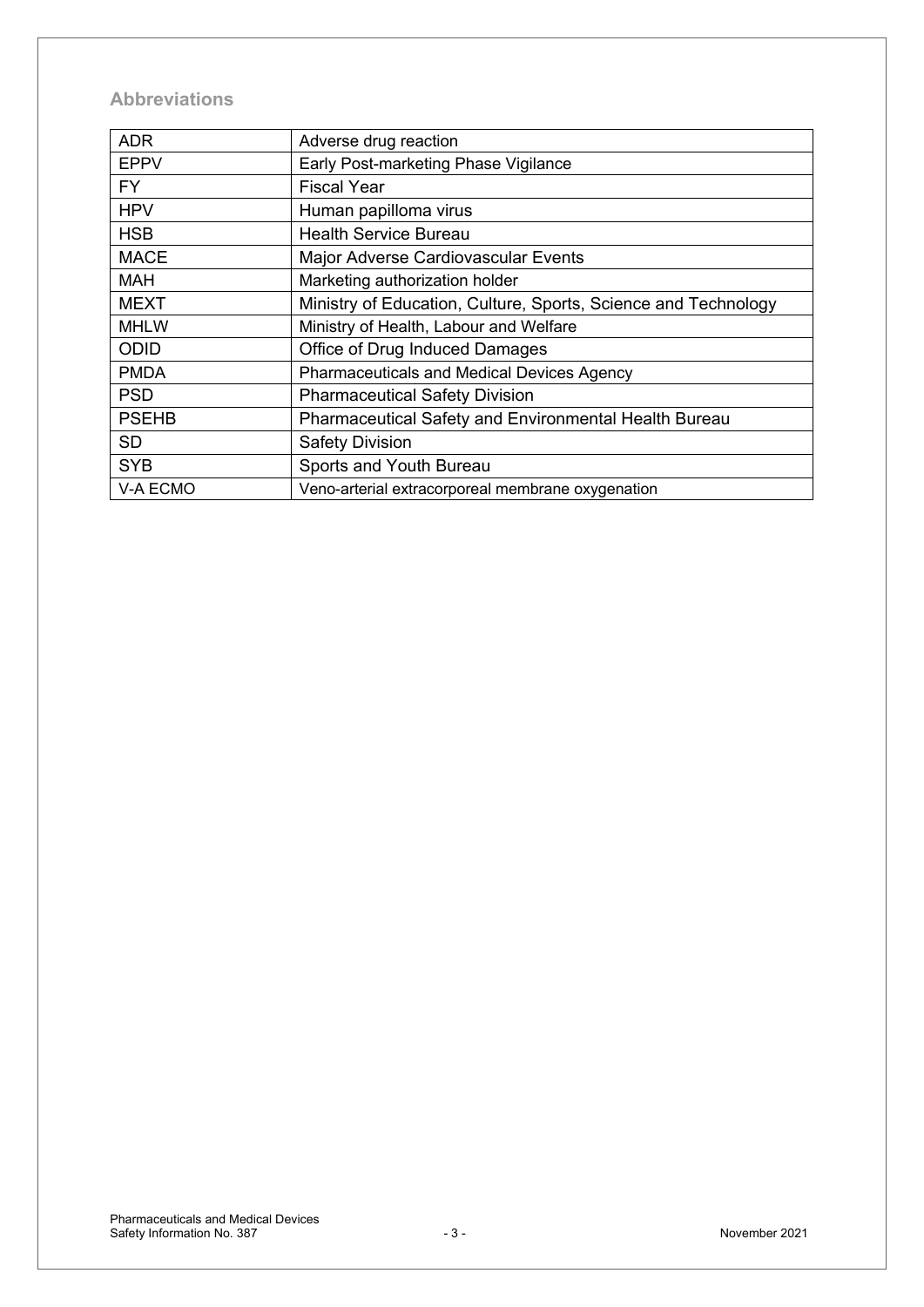## Abbreviations

| | |
|---|---|
| ADR | Adverse drug reaction |
| EPPV | Early Post-marketing Phase Vigilance |
| FY | Fiscal Year |
| HPV | Human papilloma virus |
| HSB | Health Service Bureau |
| MACE | Major Adverse Cardiovascular Events |
| MAH | Marketing authorization holder |
| MEXT | Ministry of Education, Culture, Sports, Science and Technology |
| MHLW | Ministry of Health, Labour and Welfare |
| ODID | Office of Drug Induced Damages |
| PMDA | Pharmaceuticals and Medical Devices Agency |
| PSD | Pharmaceutical Safety Division |
| PSEHB | Pharmaceutical Safety and Environmental Health Bureau |
| SD | Safety Division |
| SYB | Sports and Youth Bureau |
| V-A ECMO | Veno-arterial extracorporeal membrane oxygenation |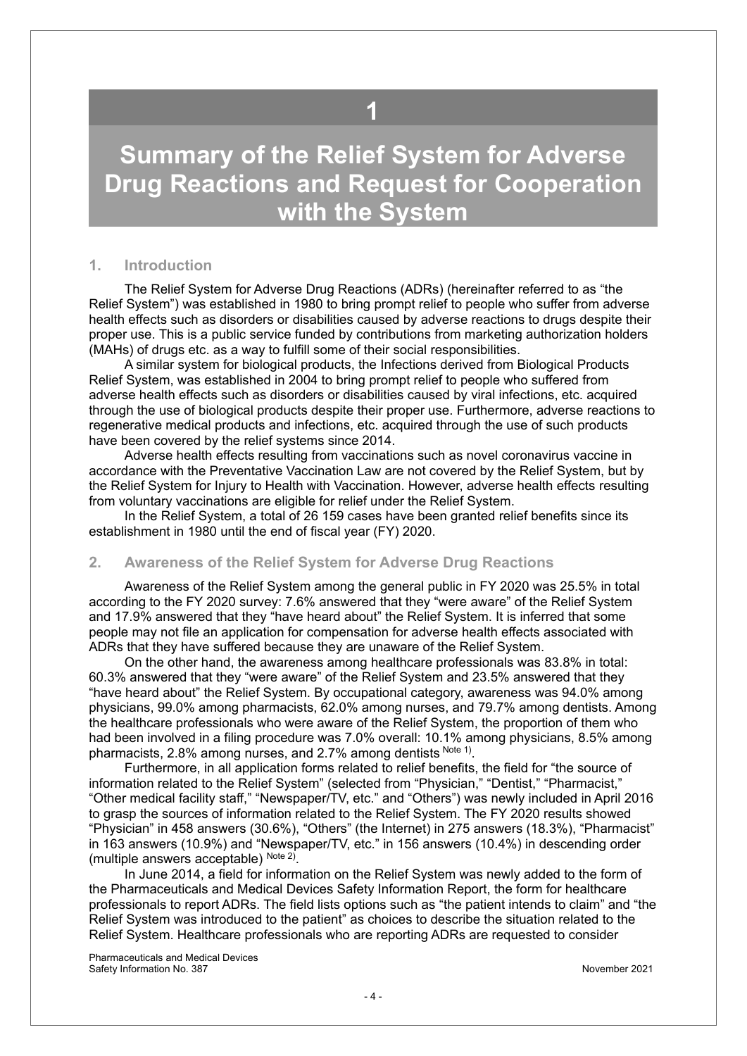# 1

# Summary of the Relief System for Adverse Drug Reactions and Request for Cooperation with the System

## 1. Introduction

The Relief System for Adverse Drug Reactions (ADRs) (hereinafter referred to as "the Relief System") was established in 1980 to bring prompt relief to people who suffer from adverse health effects such as disorders or disabilities caused by adverse reactions to drugs despite their proper use. This is a public service funded by contributions from marketing authorization holders (MAHs) of drugs etc. as a way to fulfill some of their social responsibilities.

A similar system for biological products, the Infections derived from Biological Products Relief System, was established in 2004 to bring prompt relief to people who suffered from adverse health effects such as disorders or disabilities caused by viral infections, etc. acquired through the use of biological products despite their proper use. Furthermore, adverse reactions to regenerative medical products and infections, etc. acquired through the use of such products have been covered by the relief systems since 2014.

Adverse health effects resulting from vaccinations such as novel coronavirus vaccine in accordance with the Preventative Vaccination Law are not covered by the Relief System, but by the Relief System for Injury to Health with Vaccination. However, adverse health effects resulting from voluntary vaccinations are eligible for relief under the Relief System.

In the Relief System, a total of 26 159 cases have been granted relief benefits since its establishment in 1980 until the end of fiscal year (FY) 2020.

## 2. Awareness of the Relief System for Adverse Drug Reactions

Awareness of the Relief System among the general public in FY 2020 was 25.5% in total according to the FY 2020 survey: 7.6% answered that they "were aware" of the Relief System and 17.9% answered that they "have heard about" the Relief System. It is inferred that some people may not file an application for compensation for adverse health effects associated with ADRs that they have suffered because they are unaware of the Relief System.

On the other hand, the awareness among healthcare professionals was 83.8% in total: 60.3% answered that they "were aware" of the Relief System and 23.5% answered that they "have heard about" the Relief System. By occupational category, awareness was 94.0% among physicians, 99.0% among pharmacists, 62.0% among nurses, and 79.7% among dentists. Among the healthcare professionals who were aware of the Relief System, the proportion of them who had been involved in a filing procedure was 7.0% overall: 10.1% among physicians, 8.5% among pharmacists, 2.8% among nurses, and 2.7% among dentists [Note 1)].

Furthermore, in all application forms related to relief benefits, the field for "the source of information related to the Relief System" (selected from "Physician," "Dentist," "Pharmacist," "Other medical facility staff," "Newspaper/TV, etc." and "Others") was newly included in April 2016 to grasp the sources of information related to the Relief System. The FY 2020 results showed "Physician" in 458 answers (30.6%), "Others" (the Internet) in 275 answers (18.3%), "Pharmacist" in 163 answers (10.9%) and "Newspaper/TV, etc." in 156 answers (10.4%) in descending order (multiple answers acceptable) [Note 2)].

In June 2014, a field for information on the Relief System was newly added to the form of the Pharmaceuticals and Medical Devices Safety Information Report, the form for healthcare professionals to report ADRs. The field lists options such as "the patient intends to claim" and "the Relief System was introduced to the patient" as choices to describe the situation related to the Relief System. Healthcare professionals who are reporting ADRs are requested to consider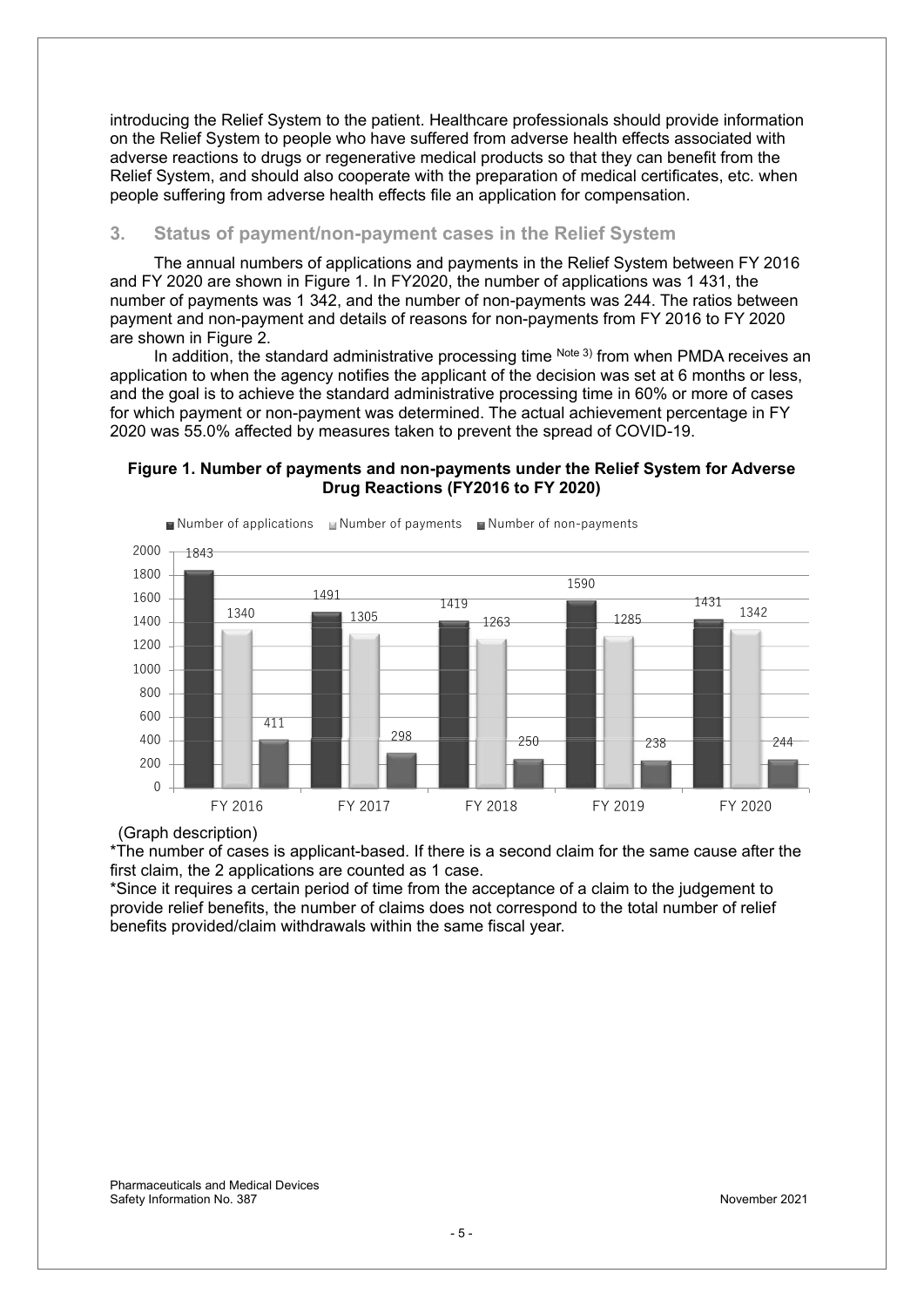introducing the Relief System to the patient. Healthcare professionals should provide information on the Relief System to people who have suffered from adverse health effects associated with adverse reactions to drugs or regenerative medical products so that they can benefit from the Relief System, and should also cooperate with the preparation of medical certificates, etc. when people suffering from adverse health effects file an application for compensation.

## 3. Status of payment/non-payment cases in the Relief System

The annual numbers of applications and payments in the Relief System between FY 2016 and FY 2020 are shown in Figure 1. In FY2020, the number of applications was 1 431, the number of payments was 1 342, and the number of non-payments was 244. The ratios between payment and non-payment and details of reasons for non-payments from FY 2016 to FY 2020 are shown in Figure 2.

In addition, the standard administrative processing time [Note 3)] from when PMDA receives an application to when the agency notifies the applicant of the decision was set at 6 months or less, and the goal is to achieve the standard administrative processing time in 60% or more of cases for which payment or non-payment was determined. The actual achievement percentage in FY 2020 was 55.0% affected by measures taken to prevent the spread of COVID-19.

**Figure 1. Number of payments and non-payments under the Relief System for Adverse Drug Reactions (FY2016 to FY 2020)**

| | FY 2016 | FY 2017 | FY 2018 | FY 2019 | FY 2020 |
|---|---|---|---|---|---|
| Number of applications | 1843 | 1491 | 1419 | 1590 | 1431 |
| Number of payments | 1340 | 1305 | 1263 | 1285 | 1342 |
| Number of non-payments | 411 | 298 | 250 | 238 | 244 |

(Graph description)

*The number of cases is applicant-based. If there is a second claim for the same cause after the first claim, the 2 applications are counted as 1 case.

*Since it requires a certain period of time from the acceptance of a claim to the judgement to provide relief benefits, the number of claims does not correspond to the total number of relief benefits provided/claim withdrawals within the same fiscal year.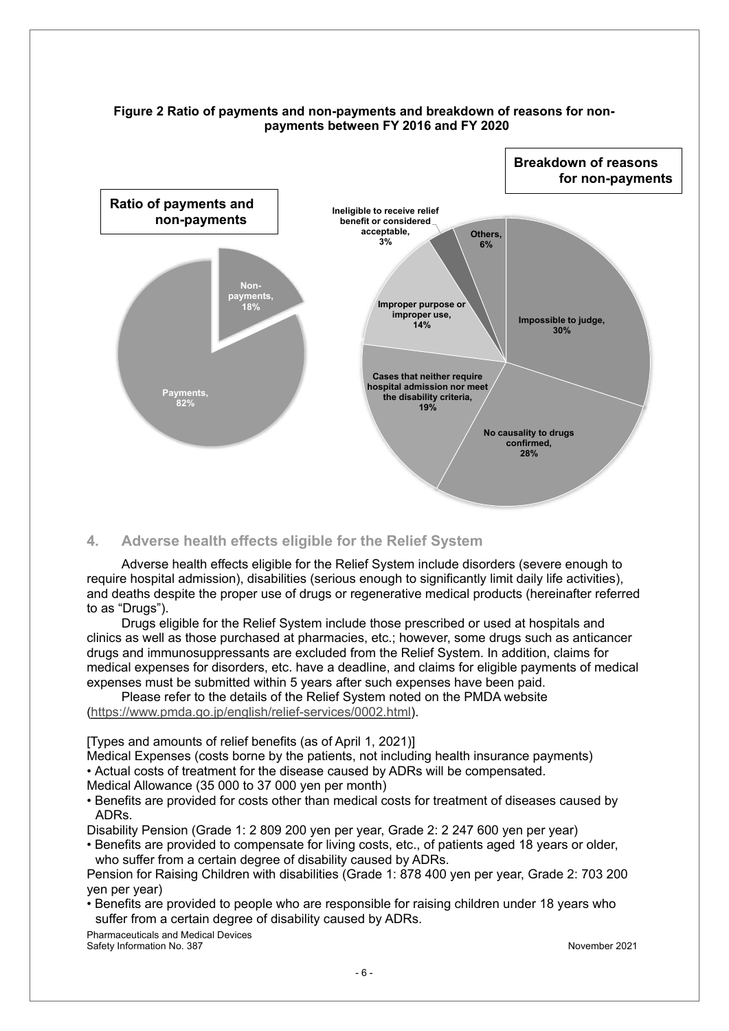**Figure 2 Ratio of payments and non-payments and breakdown of reasons for non-payments between FY 2016 and FY 2020**

**Ratio of payments and non-payments**

- Payments, 82%
- Non-payments, 18%

**Breakdown of reasons for non-payments**

- Impossible to judge, 30%
- No causality to drugs confirmed, 28%
- Cases that neither require hospital admission nor meet the disability criteria, 19%
- Improper purpose or improper use, 14%
- Ineligible to receive relief benefit or considered acceptable, 3%
- Others, 6%

## 4. Adverse health effects eligible for the Relief System

Adverse health effects eligible for the Relief System include disorders (severe enough to require hospital admission), disabilities (serious enough to significantly limit daily life activities), and deaths despite the proper use of drugs or regenerative medical products (hereinafter referred to as "Drugs").

Drugs eligible for the Relief System include those prescribed or used at hospitals and clinics as well as those purchased at pharmacies, etc.; however, some drugs such as anticancer drugs and immunosuppressants are excluded from the Relief System. In addition, claims for medical expenses for disorders, etc. have a deadline, and claims for eligible payments of medical expenses must be submitted within 5 years after such expenses have been paid.

Please refer to the details of the Relief System noted on the PMDA website (https://www.pmda.go.jp/english/relief-services/0002.html).

[Types and amounts of relief benefits (as of April 1, 2021)]

Medical Expenses (costs borne by the patients, not including health insurance payments)

- Actual costs of treatment for the disease caused by ADRs will be compensated.

Medical Allowance (35 000 to 37 000 yen per month)

- Benefits are provided for costs other than medical costs for treatment of diseases caused by ADRs.

Disability Pension (Grade 1: 2 809 200 yen per year, Grade 2: 2 247 600 yen per year)

- Benefits are provided to compensate for living costs, etc., of patients aged 18 years or older, who suffer from a certain degree of disability caused by ADRs.

Pension for Raising Children with disabilities (Grade 1: 878 400 yen per year, Grade 2: 703 200 yen per year)

- Benefits are provided to people who are responsible for raising children under 18 years who suffer from a certain degree of disability caused by ADRs.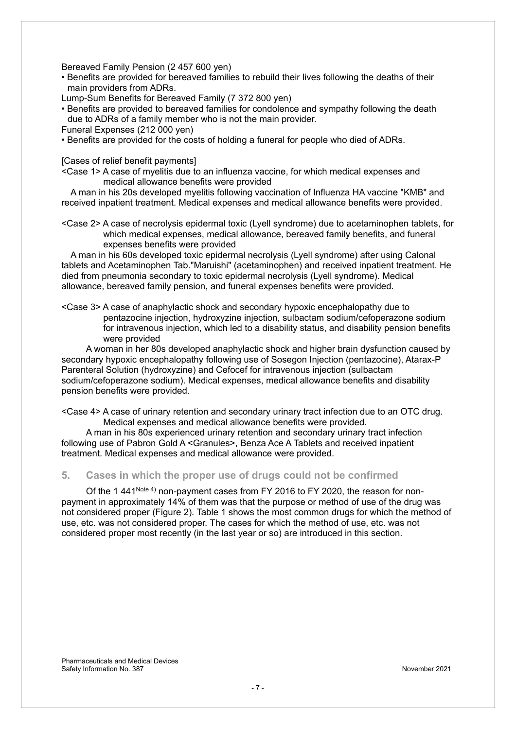Bereaved Family Pension (2 457 600 yen)

- Benefits are provided for bereaved families to rebuild their lives following the deaths of their main providers from ADRs.

Lump-Sum Benefits for Bereaved Family (7 372 800 yen)

- Benefits are provided to bereaved families for condolence and sympathy following the death due to ADRs of a family member who is not the main provider.

Funeral Expenses (212 000 yen)

- Benefits are provided for the costs of holding a funeral for people who died of ADRs.

[Cases of relief benefit payments]

<Case 1> A case of myelitis due to an influenza vaccine, for which medical expenses and medical allowance benefits were provided

A man in his 20s developed myelitis following vaccination of Influenza HA vaccine "KMB" and received inpatient treatment. Medical expenses and medical allowance benefits were provided.

<Case 2> A case of necrolysis epidermal toxic (Lyell syndrome) due to acetaminophen tablets, for which medical expenses, medical allowance, bereaved family benefits, and funeral expenses benefits were provided

A man in his 60s developed toxic epidermal necrolysis (Lyell syndrome) after using Calonal tablets and Acetaminophen Tab."Maruishi" (acetaminophen) and received inpatient treatment. He died from pneumonia secondary to toxic epidermal necrolysis (Lyell syndrome). Medical allowance, bereaved family pension, and funeral expenses benefits were provided.

<Case 3> A case of anaphylactic shock and secondary hypoxic encephalopathy due to pentazocine injection, hydroxyzine injection, sulbactam sodium/cefoperazone sodium for intravenous injection, which led to a disability status, and disability pension benefits were provided

A woman in her 80s developed anaphylactic shock and higher brain dysfunction caused by secondary hypoxic encephalopathy following use of Sosegon Injection (pentazocine), Atarax-P Parenteral Solution (hydroxyzine) and Cefocef for intravenous injection (sulbactam sodium/cefoperazone sodium). Medical expenses, medical allowance benefits and disability pension benefits were provided.

<Case 4> A case of urinary retention and secondary urinary tract infection due to an OTC drug. Medical expenses and medical allowance benefits were provided.

A man in his 80s experienced urinary retention and secondary urinary tract infection following use of Pabron Gold A <Granules>, Benza Ace A Tablets and received inpatient treatment. Medical expenses and medical allowance were provided.

## 5. Cases in which the proper use of drugs could not be confirmed

Of the 1 441[Note 4)] non-payment cases from FY 2016 to FY 2020, the reason for non-payment in approximately 14% of them was that the purpose or method of use of the drug was not considered proper (Figure 2). Table 1 shows the most common drugs for which the method of use, etc. was not considered proper. The cases for which the method of use, etc. was not considered proper most recently (in the last year or so) are introduced in this section.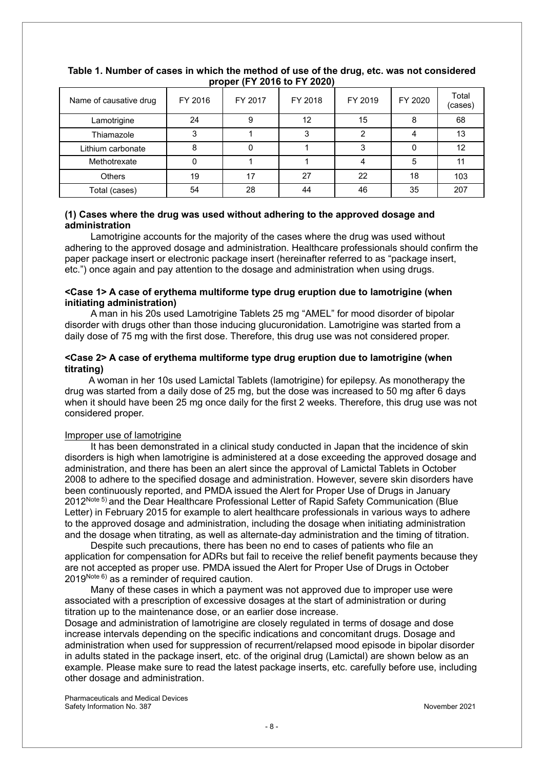**Table 1. Number of cases in which the method of use of the drug, etc. was not considered proper (FY 2016 to FY 2020)**

| Name of causative drug | FY 2016 | FY 2017 | FY 2018 | FY 2019 | FY 2020 | Total (cases) |
|---|---|---|---|---|---|---|
| Lamotrigine | 24 | 9 | 12 | 15 | 8 | 68 |
| Thiamazole | 3 | 1 | 3 | 2 | 4 | 13 |
| Lithium carbonate | 8 | 0 | 1 | 3 | 0 | 12 |
| Methotrexate | 0 | 1 | 1 | 4 | 5 | 11 |
| Others | 19 | 17 | 27 | 22 | 18 | 103 |
| Total (cases) | 54 | 28 | 44 | 46 | 35 | 207 |

**(1) Cases where the drug was used without adhering to the approved dosage and administration**

Lamotrigine accounts for the majority of the cases where the drug was used without adhering to the approved dosage and administration. Healthcare professionals should confirm the paper package insert or electronic package insert (hereinafter referred to as "package insert, etc.") once again and pay attention to the dosage and administration when using drugs.

**<Case 1> A case of erythema multiforme type drug eruption due to lamotrigine (when initiating administration)**

A man in his 20s used Lamotrigine Tablets 25 mg "AMEL" for mood disorder of bipolar disorder with drugs other than those inducing glucuronidation. Lamotrigine was started from a daily dose of 75 mg with the first dose. Therefore, this drug use was not considered proper.

**<Case 2> A case of erythema multiforme type drug eruption due to lamotrigine (when titrating)**

A woman in her 10s used Lamictal Tablets (lamotrigine) for epilepsy. As monotherapy the drug was started from a daily dose of 25 mg, but the dose was increased to 50 mg after 6 days when it should have been 25 mg once daily for the first 2 weeks. Therefore, this drug use was not considered proper.

Improper use of lamotrigine

It has been demonstrated in a clinical study conducted in Japan that the incidence of skin disorders is high when lamotrigine is administered at a dose exceeding the approved dosage and administration, and there has been an alert since the approval of Lamictal Tablets in October 2008 to adhere to the specified dosage and administration. However, severe skin disorders have been continuously reported, and PMDA issued the Alert for Proper Use of Drugs in January 2012[Note 5] and the Dear Healthcare Professional Letter of Rapid Safety Communication (Blue Letter) in February 2015 for example to alert healthcare professionals in various ways to adhere to the approved dosage and administration, including the dosage when initiating administration and the dosage when titrating, as well as alternate-day administration and the timing of titration.

Despite such precautions, there has been no end to cases of patients who file an application for compensation for ADRs but fail to receive the relief benefit payments because they are not accepted as proper use. PMDA issued the Alert for Proper Use of Drugs in October 2019[Note 6] as a reminder of required caution.

Many of these cases in which a payment was not approved due to improper use were associated with a prescription of excessive dosages at the start of administration or during titration up to the maintenance dose, or an earlier dose increase.

Dosage and administration of lamotrigine are closely regulated in terms of dosage and dose increase intervals depending on the specific indications and concomitant drugs. Dosage and administration when used for suppression of recurrent/relapsed mood episode in bipolar disorder in adults stated in the package insert, etc. of the original drug (Lamictal) are shown below as an example. Please make sure to read the latest package inserts, etc. carefully before use, including other dosage and administration.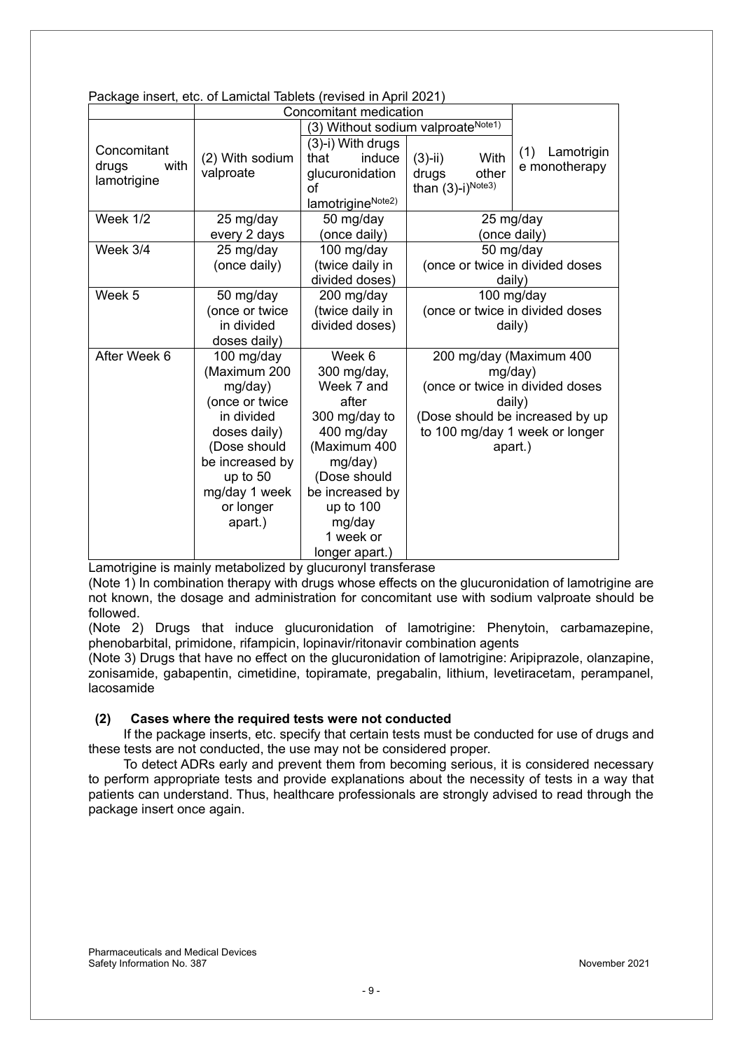Package insert, etc. of Lamictal Tablets (revised in April 2021)

| Concomitant drugs with lamotrigine | Concomitant medication | | | |
|---|---|---|---|---|
| | (2) With sodium valproate | (3) Without sodium valproate[Note1] | | (1) Lamotrigine monotherapy |
| | | (3)-i) With drugs that induce glucuronidation of lamotrigine[Note2] | (3)-ii) With drugs other than (3)-i)[Note3] | |
| Week 1/2 | 25 mg/day every 2 days | 50 mg/day (once daily) | 25 mg/day (once daily) | |
| Week 3/4 | 25 mg/day (once daily) | 100 mg/day (twice daily in divided doses) | 50 mg/day (once or twice in divided doses daily) | |
| Week 5 | 50 mg/day (once or twice in divided doses daily) | 200 mg/day (twice daily in divided doses) | 100 mg/day (once or twice in divided doses daily) | |
| After Week 6 | 100 mg/day (Maximum 200 mg/day) (once or twice in divided doses daily) (Dose should be increased by up to 50 mg/day 1 week or longer apart.) | Week 6 300 mg/day, Week 7 and after 300 mg/day to 400 mg/day (Maximum 400 mg/day) (Dose should be increased by up to 100 mg/day 1 week or longer apart.) | 200 mg/day (Maximum 400 mg/day) (once or twice in divided doses daily) (Dose should be increased by up to 100 mg/day 1 week or longer apart.) | |

Lamotrigine is mainly metabolized by glucuronyl transferase

(Note 1) In combination therapy with drugs whose effects on the glucuronidation of lamotrigine are not known, the dosage and administration for concomitant use with sodium valproate should be followed.

(Note 2) Drugs that induce glucuronidation of lamotrigine: Phenytoin, carbamazepine, phenobarbital, primidone, rifampicin, lopinavir/ritonavir combination agents

(Note 3) Drugs that have no effect on the glucuronidation of lamotrigine: Aripiprazole, olanzapine, zonisamide, gabapentin, cimetidine, topiramate, pregabalin, lithium, levetiracetam, perampanel, lacosamide

### (2) Cases where the required tests were not conducted

If the package inserts, etc. specify that certain tests must be conducted for use of drugs and these tests are not conducted, the use may not be considered proper.

To detect ADRs early and prevent them from becoming serious, it is considered necessary to perform appropriate tests and provide explanations about the necessity of tests in a way that patients can understand. Thus, healthcare professionals are strongly advised to read through the package insert once again.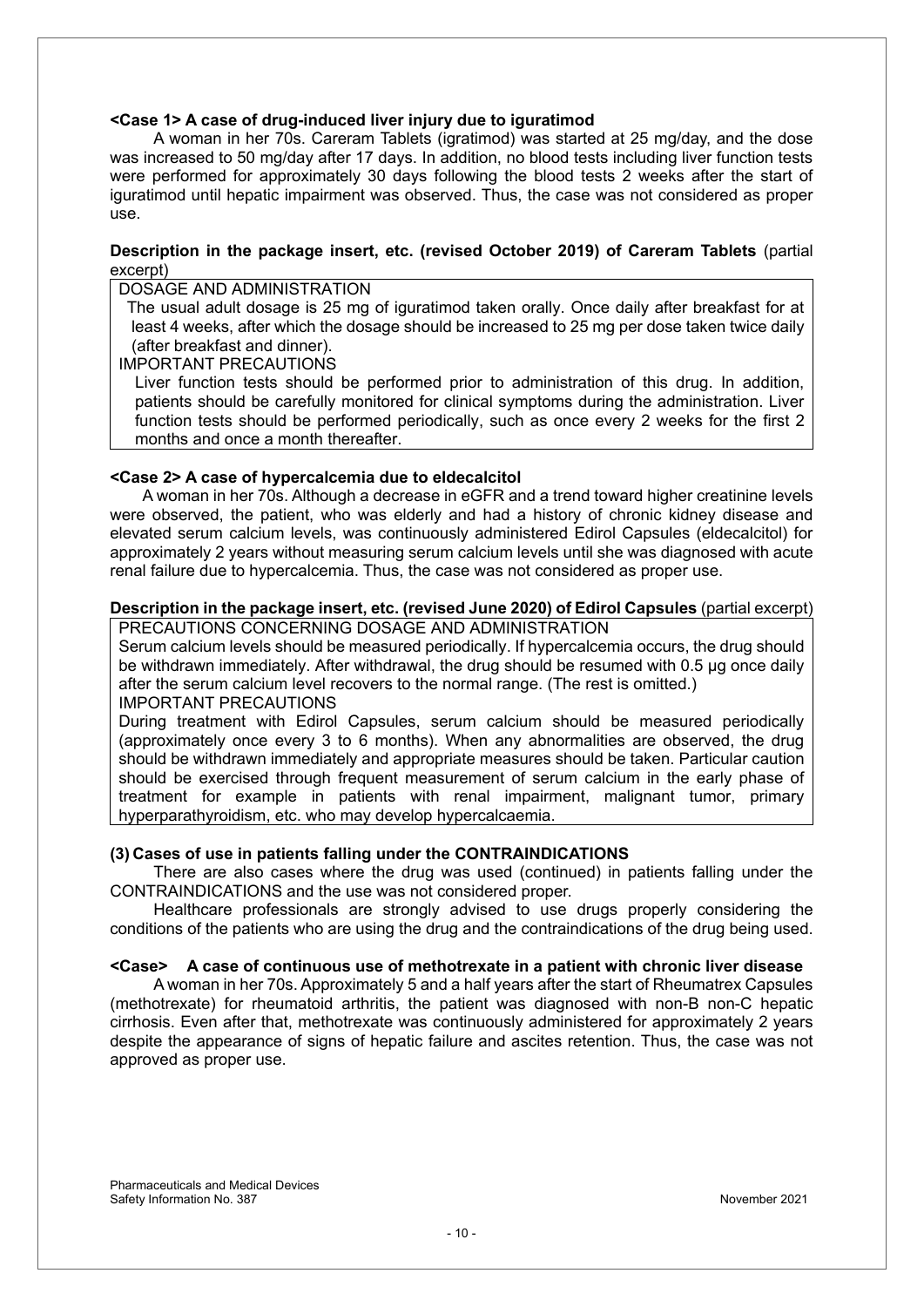**<Case 1> A case of drug-induced liver injury due to iguratimod**

A woman in her 70s. Careram Tablets (igratimod) was started at 25 mg/day, and the dose was increased to 50 mg/day after 17 days. In addition, no blood tests including liver function tests were performed for approximately 30 days following the blood tests 2 weeks after the start of iguratimod until hepatic impairment was observed. Thus, the case was not considered as proper use.

**Description in the package insert, etc. (revised October 2019) of Careram Tablets** (partial excerpt)

> DOSAGE AND ADMINISTRATION
>
> The usual adult dosage is 25 mg of iguratimod taken orally. Once daily after breakfast for at least 4 weeks, after which the dosage should be increased to 25 mg per dose taken twice daily (after breakfast and dinner).
>
> IMPORTANT PRECAUTIONS
>
> Liver function tests should be performed prior to administration of this drug. In addition, patients should be carefully monitored for clinical symptoms during the administration. Liver function tests should be performed periodically, such as once every 2 weeks for the first 2 months and once a month thereafter.

**<Case 2> A case of hypercalcemia due to eldecalcitol**

A woman in her 70s. Although a decrease in eGFR and a trend toward higher creatinine levels were observed, the patient, who was elderly and had a history of chronic kidney disease and elevated serum calcium levels, was continuously administered Edirol Capsules (eldecalcitol) for approximately 2 years without measuring serum calcium levels until she was diagnosed with acute renal failure due to hypercalcemia. Thus, the case was not considered as proper use.

**Description in the package insert, etc. (revised June 2020) of Edirol Capsules** (partial excerpt)

> PRECAUTIONS CONCERNING DOSAGE AND ADMINISTRATION
>
> Serum calcium levels should be measured periodically. If hypercalcemia occurs, the drug should be withdrawn immediately. After withdrawal, the drug should be resumed with 0.5 μg once daily after the serum calcium level recovers to the normal range. (The rest is omitted.)
>
> IMPORTANT PRECAUTIONS
>
> During treatment with Edirol Capsules, serum calcium should be measured periodically (approximately once every 3 to 6 months). When any abnormalities are observed, the drug should be withdrawn immediately and appropriate measures should be taken. Particular caution should be exercised through frequent measurement of serum calcium in the early phase of treatment for example in patients with renal impairment, malignant tumor, primary hyperparathyroidism, etc. who may develop hypercalcaemia.

### (3) Cases of use in patients falling under the CONTRAINDICATIONS

There are also cases where the drug was used (continued) in patients falling under the CONTRAINDICATIONS and the use was not considered proper.

Healthcare professionals are strongly advised to use drugs properly considering the conditions of the patients who are using the drug and the contraindications of the drug being used.

**<Case> A case of continuous use of methotrexate in a patient with chronic liver disease**

A woman in her 70s. Approximately 5 and a half years after the start of Rheumatrex Capsules (methotrexate) for rheumatoid arthritis, the patient was diagnosed with non-B non-C hepatic cirrhosis. Even after that, methotrexate was continuously administered for approximately 2 years despite the appearance of signs of hepatic failure and ascites retention. Thus, the case was not approved as proper use.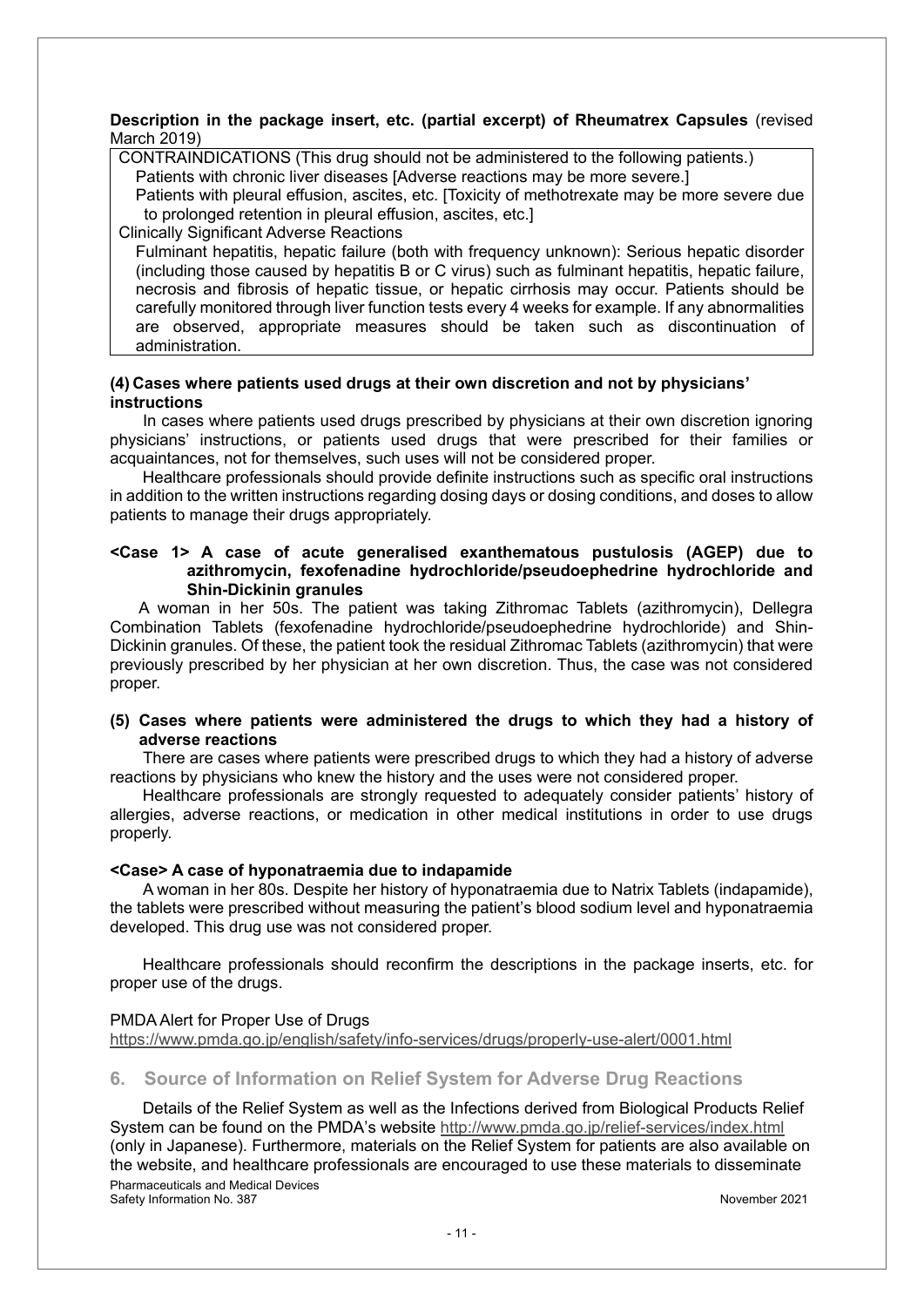**Description in the package insert, etc. (partial excerpt) of Rheumatrex Capsules** (revised March 2019)

> CONTRAINDICATIONS (This drug should not be administered to the following patients.)
>
> Patients with chronic liver diseases [Adverse reactions may be more severe.]
>
> Patients with pleural effusion, ascites, etc. [Toxicity of methotrexate may be more severe due to prolonged retention in pleural effusion, ascites, etc.]
>
> Clinically Significant Adverse Reactions
>
> Fulminant hepatitis, hepatic failure (both with frequency unknown): Serious hepatic disorder (including those caused by hepatitis B or C virus) such as fulminant hepatitis, hepatic failure, necrosis and fibrosis of hepatic tissue, or hepatic cirrhosis may occur. Patients should be carefully monitored through liver function tests every 4 weeks for example. If any abnormalities are observed, appropriate measures should be taken such as discontinuation of administration.

**(4) Cases where patients used drugs at their own discretion and not by physicians' instructions**

In cases where patients used drugs prescribed by physicians at their own discretion ignoring physicians' instructions, or patients used drugs that were prescribed for their families or acquaintances, not for themselves, such uses will not be considered proper.

Healthcare professionals should provide definite instructions such as specific oral instructions in addition to the written instructions regarding dosing days or dosing conditions, and doses to allow patients to manage their drugs appropriately.

**<Case 1> A case of acute generalised exanthematous pustulosis (AGEP) due to azithromycin, fexofenadine hydrochloride/pseudoephedrine hydrochloride and Shin-Dickinin granules**

A woman in her 50s. The patient was taking Zithromac Tablets (azithromycin), Dellegra Combination Tablets (fexofenadine hydrochloride/pseudoephedrine hydrochloride) and Shin-Dickinin granules. Of these, the patient took the residual Zithromac Tablets (azithromycin) that were previously prescribed by her physician at her own discretion. Thus, the case was not considered proper.

**(5) Cases where patients were administered the drugs to which they had a history of adverse reactions**

There are cases where patients were prescribed drugs to which they had a history of adverse reactions by physicians who knew the history and the uses were not considered proper.

Healthcare professionals are strongly requested to adequately consider patients' history of allergies, adverse reactions, or medication in other medical institutions in order to use drugs properly.

**<Case> A case of hyponatraemia due to indapamide**

A woman in her 80s. Despite her history of hyponatraemia due to Natrix Tablets (indapamide), the tablets were prescribed without measuring the patient's blood sodium level and hyponatraemia developed. This drug use was not considered proper.

Healthcare professionals should reconfirm the descriptions in the package inserts, etc. for proper use of the drugs.

PMDA Alert for Proper Use of Drugs
https://www.pmda.go.jp/english/safety/info-services/drugs/properly-use-alert/0001.html

## 6. Source of Information on Relief System for Adverse Drug Reactions

Details of the Relief System as well as the Infections derived from Biological Products Relief System can be found on the PMDA's website http://www.pmda.go.jp/relief-services/index.html (only in Japanese). Furthermore, materials on the Relief System for patients are also available on the website, and healthcare professionals are encouraged to use these materials to disseminate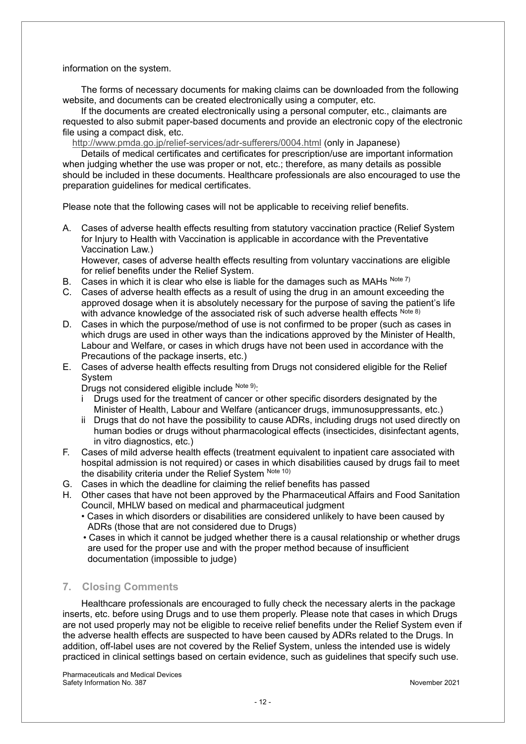information on the system.

The forms of necessary documents for making claims can be downloaded from the following website, and documents can be created electronically using a computer, etc.

If the documents are created electronically using a personal computer, etc., claimants are requested to also submit paper-based documents and provide an electronic copy of the electronic file using a compact disk, etc.

http://www.pmda.go.jp/relief-services/adr-sufferers/0004.html (only in Japanese)

Details of medical certificates and certificates for prescription/use are important information when judging whether the use was proper or not, etc.; therefore, as many details as possible should be included in these documents. Healthcare professionals are also encouraged to use the preparation guidelines for medical certificates.

Please note that the following cases will not be applicable to receiving relief benefits.

A. Cases of adverse health effects resulting from statutory vaccination practice (Relief System for Injury to Health with Vaccination is applicable in accordance with the Preventative Vaccination Law.)
   However, cases of adverse health effects resulting from voluntary vaccinations are eligible for relief benefits under the Relief System.
B. Cases in which it is clear who else is liable for the damages such as MAHs [Note 7)]
C. Cases of adverse health effects as a result of using the drug in an amount exceeding the approved dosage when it is absolutely necessary for the purpose of saving the patient's life with advance knowledge of the associated risk of such adverse health effects [Note 8)]
D. Cases in which the purpose/method of use is not confirmed to be proper (such as cases in which drugs are used in other ways than the indications approved by the Minister of Health, Labour and Welfare, or cases in which drugs have not been used in accordance with the Precautions of the package inserts, etc.)
E. Cases of adverse health effects resulting from Drugs not considered eligible for the Relief System
   Drugs not considered eligible include [Note 9)]:
   i Drugs used for the treatment of cancer or other specific disorders designated by the Minister of Health, Labour and Welfare (anticancer drugs, immunosuppressants, etc.)
   ii Drugs that do not have the possibility to cause ADRs, including drugs not used directly on human bodies or drugs without pharmacological effects (insecticides, disinfectant agents, in vitro diagnostics, etc.)
F. Cases of mild adverse health effects (treatment equivalent to inpatient care associated with hospital admission is not required) or cases in which disabilities caused by drugs fail to meet the disability criteria under the Relief System [Note 10)]
G. Cases in which the deadline for claiming the relief benefits has passed
H. Other cases that have not been approved by the Pharmaceutical Affairs and Food Sanitation Council, MHLW based on medical and pharmaceutical judgment
   - Cases in which disorders or disabilities are considered unlikely to have been caused by ADRs (those that are not considered due to Drugs)
   - Cases in which it cannot be judged whether there is a causal relationship or whether drugs are used for the proper use and with the proper method because of insufficient documentation (impossible to judge)

## 7. Closing Comments

Healthcare professionals are encouraged to fully check the necessary alerts in the package inserts, etc. before using Drugs and to use them properly. Please note that cases in which Drugs are not used properly may not be eligible to receive relief benefits under the Relief System even if the adverse health effects are suspected to have been caused by ADRs related to the Drugs. In addition, off-label uses are not covered by the Relief System, unless the intended use is widely practiced in clinical settings based on certain evidence, such as guidelines that specify such use.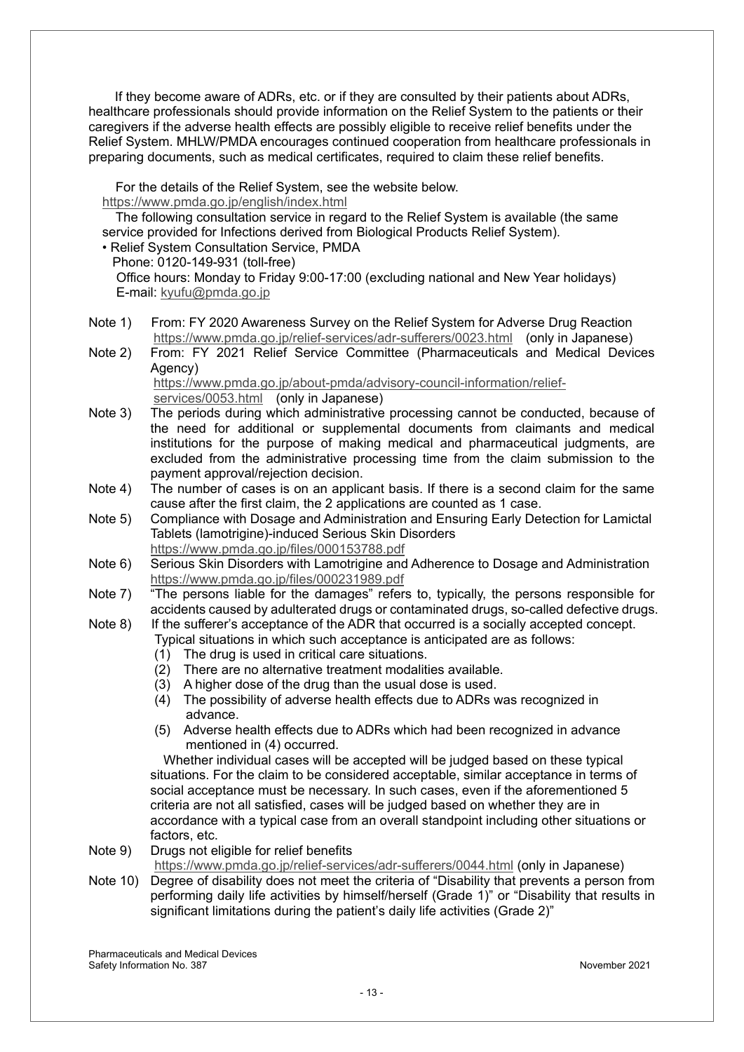If they become aware of ADRs, etc. or if they are consulted by their patients about ADRs, healthcare professionals should provide information on the Relief System to the patients or their caregivers if the adverse health effects are possibly eligible to receive relief benefits under the Relief System. MHLW/PMDA encourages continued cooperation from healthcare professionals in preparing documents, such as medical certificates, required to claim these relief benefits.

For the details of the Relief System, see the website below.
https://www.pmda.go.jp/english/index.html

The following consultation service in regard to the Relief System is available (the same service provided for Infections derived from Biological Products Relief System).

- Relief System Consultation Service, PMDA
  Phone: 0120-149-931 (toll-free)
  Office hours: Monday to Friday 9:00-17:00 (excluding national and New Year holidays)
  E-mail: kyufu@pmda.go.jp

Note 1) From: FY 2020 Awareness Survey on the Relief System for Adverse Drug Reaction
https://www.pmda.go.jp/relief-services/adr-sufferers/0023.html (only in Japanese)

Note 2) From: FY 2021 Relief Service Committee (Pharmaceuticals and Medical Devices Agency)
https://www.pmda.go.jp/about-pmda/advisory-council-information/relief-services/0053.html (only in Japanese)

Note 3) The periods during which administrative processing cannot be conducted, because of the need for additional or supplemental documents from claimants and medical institutions for the purpose of making medical and pharmaceutical judgments, are excluded from the administrative processing time from the claim submission to the payment approval/rejection decision.

Note 4) The number of cases is on an applicant basis. If there is a second claim for the same cause after the first claim, the 2 applications are counted as 1 case.

Note 5) Compliance with Dosage and Administration and Ensuring Early Detection for Lamictal Tablets (lamotrigine)-induced Serious Skin Disorders
https://www.pmda.go.jp/files/000153788.pdf

Note 6) Serious Skin Disorders with Lamotrigine and Adherence to Dosage and Administration
https://www.pmda.go.jp/files/000231989.pdf

Note 7) "The persons liable for the damages" refers to, typically, the persons responsible for accidents caused by adulterated drugs or contaminated drugs, so-called defective drugs.

Note 8) If the sufferer's acceptance of the ADR that occurred is a socially accepted concept. Typical situations in which such acceptance is anticipated are as follows:
(1) The drug is used in critical care situations.
(2) There are no alternative treatment modalities available.
(3) A higher dose of the drug than the usual dose is used.
(4) The possibility of adverse health effects due to ADRs was recognized in advance.
(5) Adverse health effects due to ADRs which had been recognized in advance mentioned in (4) occurred.

Whether individual cases will be accepted will be judged based on these typical situations. For the claim to be considered acceptable, similar acceptance in terms of social acceptance must be necessary. In such cases, even if the aforementioned 5 criteria are not all satisfied, cases will be judged based on whether they are in accordance with a typical case from an overall standpoint including other situations or factors, etc.

Note 9) Drugs not eligible for relief benefits
https://www.pmda.go.jp/relief-services/adr-sufferers/0044.html (only in Japanese)

Note 10) Degree of disability does not meet the criteria of "Disability that prevents a person from performing daily life activities by himself/herself (Grade 1)" or "Disability that results in significant limitations during the patient's daily life activities (Grade 2)"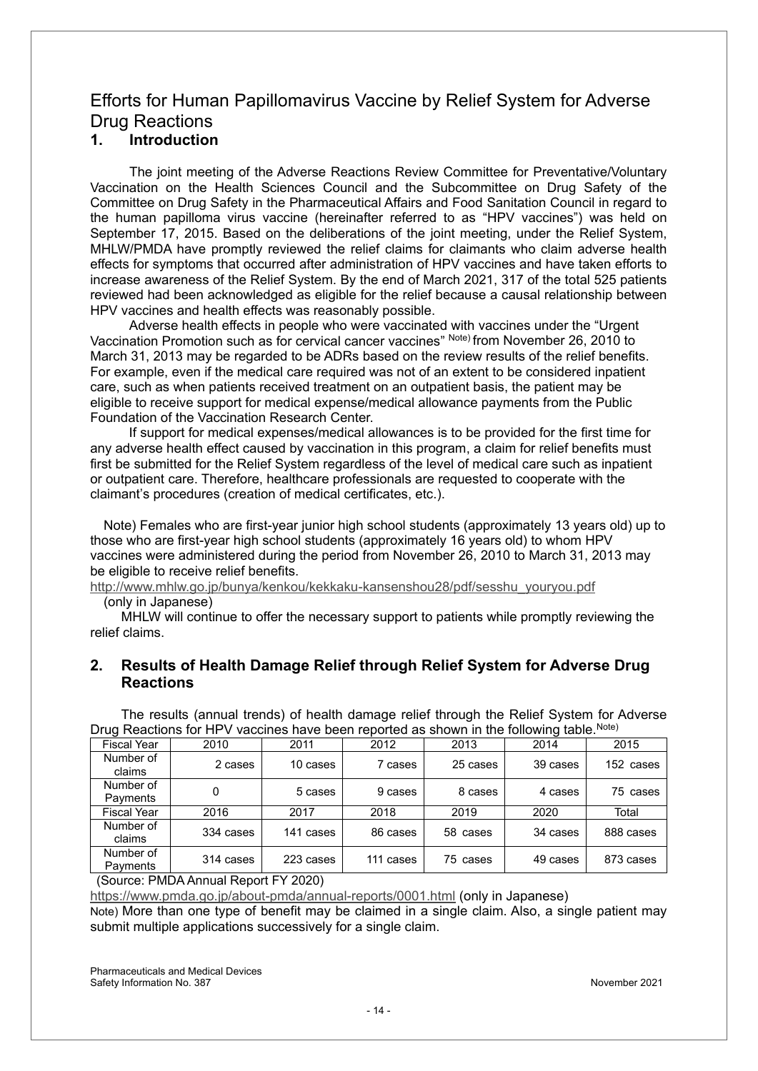# Efforts for Human Papillomavirus Vaccine by Relief System for Adverse Drug Reactions

## 1. Introduction

The joint meeting of the Adverse Reactions Review Committee for Preventative/Voluntary Vaccination on the Health Sciences Council and the Subcommittee on Drug Safety of the Committee on Drug Safety in the Pharmaceutical Affairs and Food Sanitation Council in regard to the human papilloma virus vaccine (hereinafter referred to as "HPV vaccines") was held on September 17, 2015. Based on the deliberations of the joint meeting, under the Relief System, MHLW/PMDA have promptly reviewed the relief claims for claimants who claim adverse health effects for symptoms that occurred after administration of HPV vaccines and have taken efforts to increase awareness of the Relief System. By the end of March 2021, 317 of the total 525 patients reviewed had been acknowledged as eligible for the relief because a causal relationship between HPV vaccines and health effects was reasonably possible.

Adverse health effects in people who were vaccinated with vaccines under the "Urgent Vaccination Promotion such as for cervical cancer vaccines" Note) from November 26, 2010 to March 31, 2013 may be regarded to be ADRs based on the review results of the relief benefits. For example, even if the medical care required was not of an extent to be considered inpatient care, such as when patients received treatment on an outpatient basis, the patient may be eligible to receive support for medical expense/medical allowance payments from the Public Foundation of the Vaccination Research Center.

If support for medical expenses/medical allowances is to be provided for the first time for any adverse health effect caused by vaccination in this program, a claim for relief benefits must first be submitted for the Relief System regardless of the level of medical care such as inpatient or outpatient care. Therefore, healthcare professionals are requested to cooperate with the claimant's procedures (creation of medical certificates, etc.).

Note) Females who are first-year junior high school students (approximately 13 years old) up to those who are first-year high school students (approximately 16 years old) to whom HPV vaccines were administered during the period from November 26, 2010 to March 31, 2013 may be eligible to receive relief benefits.

http://www.mhlw.go.jp/bunya/kenkou/kekkaku-kansenshou28/pdf/sesshu_youryou.pdf (only in Japanese)

MHLW will continue to offer the necessary support to patients while promptly reviewing the relief claims.

## 2. Results of Health Damage Relief through Relief System for Adverse Drug Reactions

The results (annual trends) of health damage relief through the Relief System for Adverse Drug Reactions for HPV vaccines have been reported as shown in the following table.Note)

| Fiscal Year | 2010 | 2011 | 2012 | 2013 | 2014 | 2015 |
|---|---|---|---|---|---|---|
| Number of claims | 2 cases | 10 cases | 7 cases | 25 cases | 39 cases | 152 cases |
| Number of Payments | 0 | 5 cases | 9 cases | 8 cases | 4 cases | 75 cases |
| **Fiscal Year** | **2016** | **2017** | **2018** | **2019** | **2020** | **Total** |
| Number of claims | 334 cases | 141 cases | 86 cases | 58 cases | 34 cases | 888 cases |
| Number of Payments | 314 cases | 223 cases | 111 cases | 75 cases | 49 cases | 873 cases |

(Source: PMDA Annual Report FY 2020)

https://www.pmda.go.jp/about-pmda/annual-reports/0001.html (only in Japanese)

Note) More than one type of benefit may be claimed in a single claim. Also, a single patient may submit multiple applications successively for a single claim.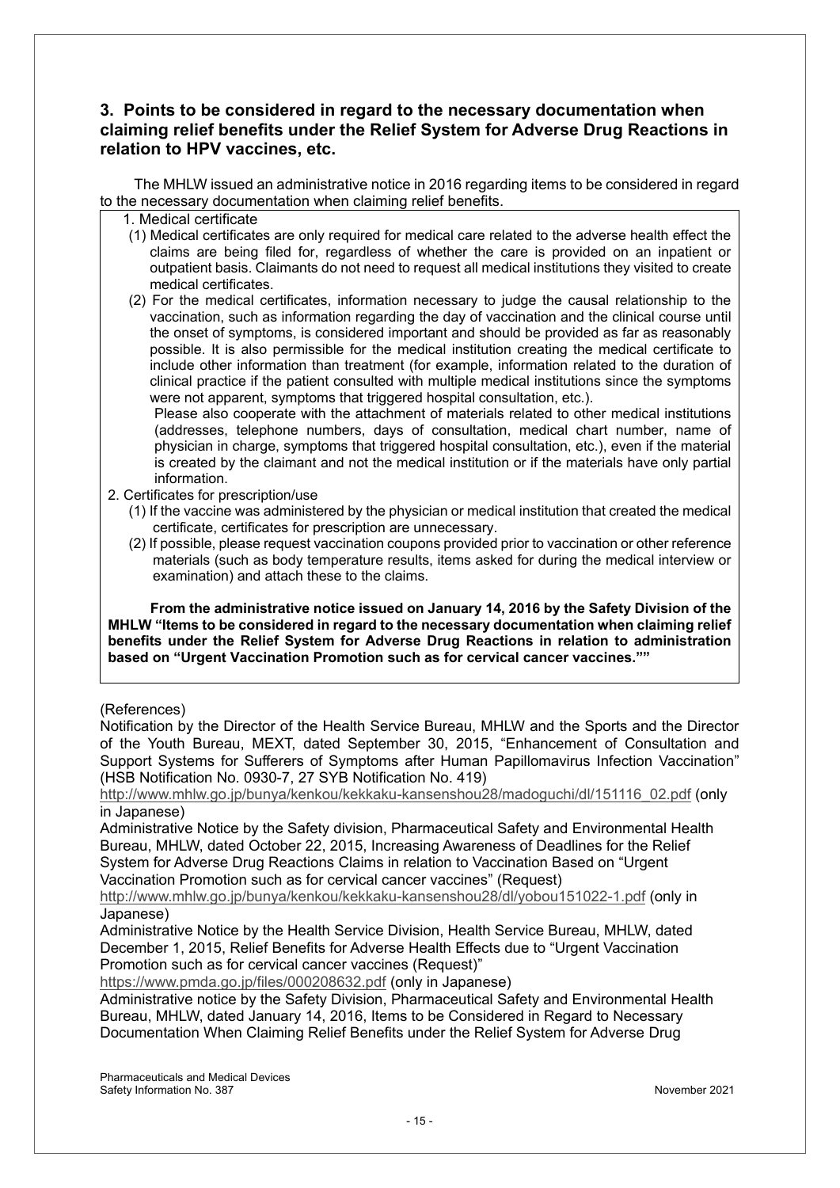## 3. Points to be considered in regard to the necessary documentation when claiming relief benefits under the Relief System for Adverse Drug Reactions in relation to HPV vaccines, etc.

The MHLW issued an administrative notice in 2016 regarding items to be considered in regard to the necessary documentation when claiming relief benefits.

1. Medical certificate
   (1) Medical certificates are only required for medical care related to the adverse health effect the claims are being filed for, regardless of whether the care is provided on an inpatient or outpatient basis. Claimants do not need to request all medical institutions they visited to create medical certificates.
   (2) For the medical certificates, information necessary to judge the causal relationship to the vaccination, such as information regarding the day of vaccination and the clinical course until the onset of symptoms, is considered important and should be provided as far as reasonably possible. It is also permissible for the medical institution creating the medical certificate to include other information than treatment (for example, information related to the duration of clinical practice if the patient consulted with multiple medical institutions since the symptoms were not apparent, symptoms that triggered hospital consultation, etc.).
   Please also cooperate with the attachment of materials related to other medical institutions (addresses, telephone numbers, days of consultation, medical chart number, name of physician in charge, symptoms that triggered hospital consultation, etc.), even if the material is created by the claimant and not the medical institution or if the materials have only partial information.
2. Certificates for prescription/use
   (1) If the vaccine was administered by the physician or medical institution that created the medical certificate, certificates for prescription are unnecessary.
   (2) If possible, please request vaccination coupons provided prior to vaccination or other reference materials (such as body temperature results, items asked for during the medical interview or examination) and attach these to the claims.

**From the administrative notice issued on January 14, 2016 by the Safety Division of the MHLW "Items to be considered in regard to the necessary documentation when claiming relief benefits under the Relief System for Adverse Drug Reactions in relation to administration based on "Urgent Vaccination Promotion such as for cervical cancer vaccines.""**

(References)

Notification by the Director of the Health Service Bureau, MHLW and the Sports and the Director of the Youth Bureau, MEXT, dated September 30, 2015, "Enhancement of Consultation and Support Systems for Sufferers of Symptoms after Human Papillomavirus Infection Vaccination" (HSB Notification No. 0930-7, 27 SYB Notification No. 419)
http://www.mhlw.go.jp/bunya/kenkou/kekkaku-kansenshou28/madoguchi/dl/151116_02.pdf (only in Japanese)

Administrative Notice by the Safety division, Pharmaceutical Safety and Environmental Health Bureau, MHLW, dated October 22, 2015, Increasing Awareness of Deadlines for the Relief System for Adverse Drug Reactions Claims in relation to Vaccination Based on "Urgent Vaccination Promotion such as for cervical cancer vaccines" (Request)
http://www.mhlw.go.jp/bunya/kenkou/kekkaku-kansenshou28/dl/yobou151022-1.pdf (only in Japanese)

Administrative Notice by the Health Service Division, Health Service Bureau, MHLW, dated December 1, 2015, Relief Benefits for Adverse Health Effects due to "Urgent Vaccination Promotion such as for cervical cancer vaccines (Request)"
https://www.pmda.go.jp/files/000208632.pdf (only in Japanese)

Administrative notice by the Safety Division, Pharmaceutical Safety and Environmental Health Bureau, MHLW, dated January 14, 2016, Items to be Considered in Regard to Necessary Documentation When Claiming Relief Benefits under the Relief System for Adverse Drug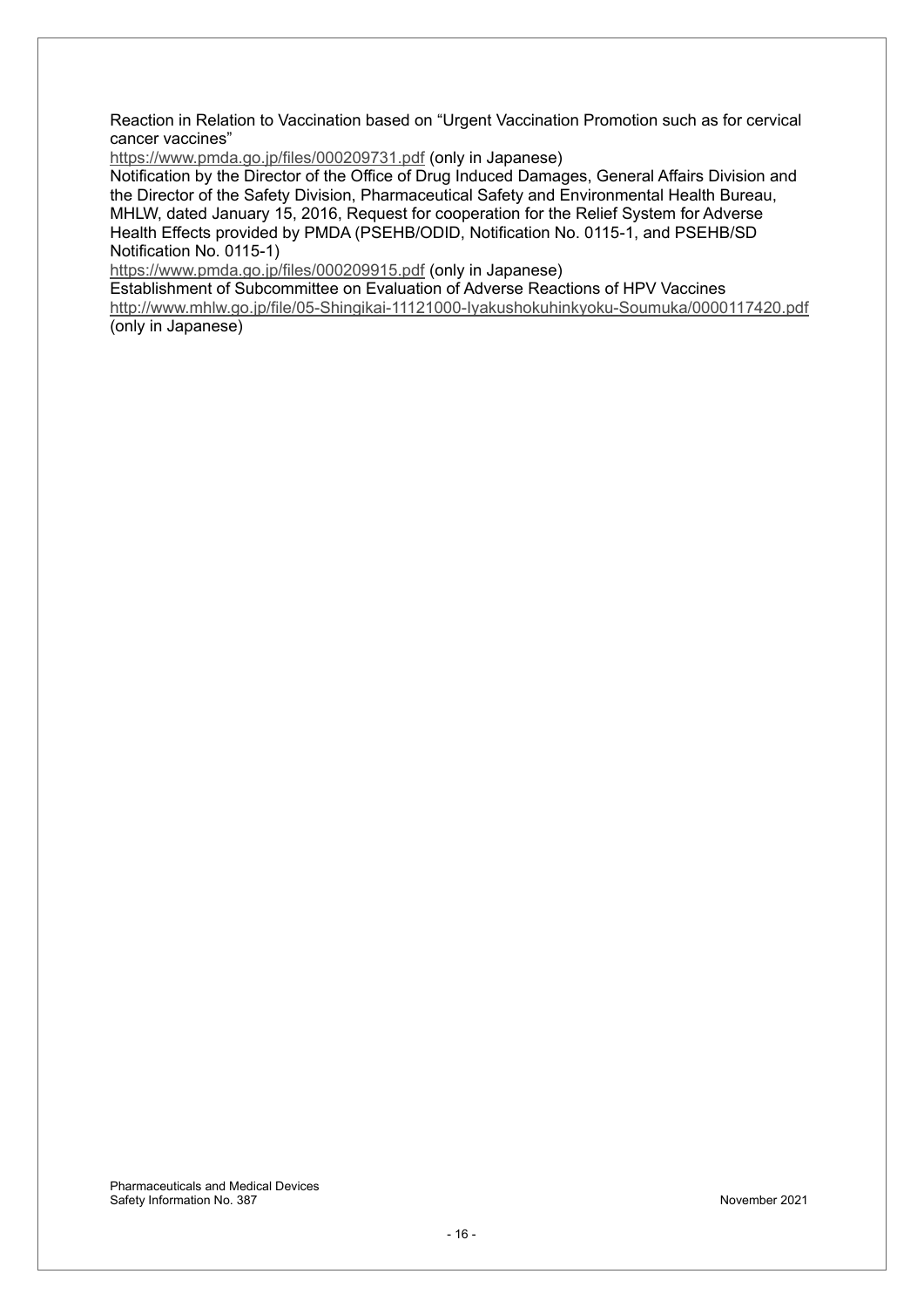Reaction in Relation to Vaccination based on “Urgent Vaccination Promotion such as for cervical cancer vaccines”
https://www.pmda.go.jp/files/000209731.pdf (only in Japanese)
Notification by the Director of the Office of Drug Induced Damages, General Affairs Division and the Director of the Safety Division, Pharmaceutical Safety and Environmental Health Bureau, MHLW, dated January 15, 2016, Request for cooperation for the Relief System for Adverse Health Effects provided by PMDA (PSEHB/ODID, Notification No. 0115-1, and PSEHB/SD Notification No. 0115-1)
https://www.pmda.go.jp/files/000209915.pdf (only in Japanese)
Establishment of Subcommittee on Evaluation of Adverse Reactions of HPV Vaccines
http://www.mhlw.go.jp/file/05-Shingikai-11121000-Iyakushokuhinkyoku-Soumuka/0000117420.pdf (only in Japanese)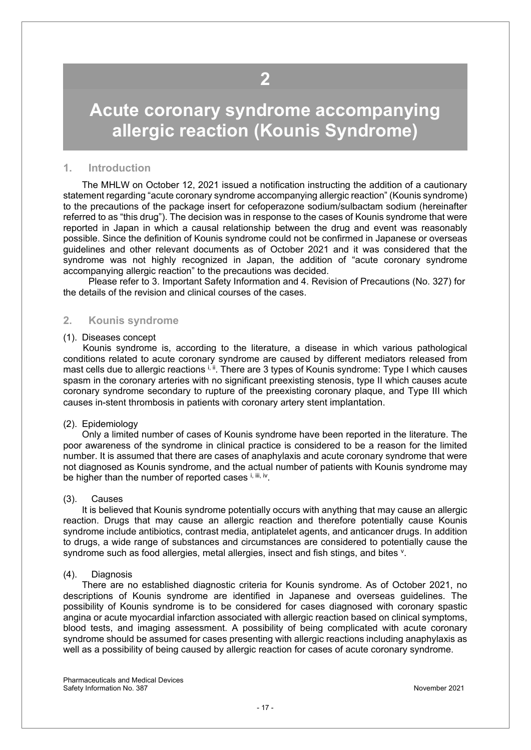# 2

# Acute coronary syndrome accompanying allergic reaction (Kounis Syndrome)

## 1. Introduction

The MHLW on October 12, 2021 issued a notification instructing the addition of a cautionary statement regarding "acute coronary syndrome accompanying allergic reaction" (Kounis syndrome) to the precautions of the package insert for cefoperazone sodium/sulbactam sodium (hereinafter referred to as "this drug"). The decision was in response to the cases of Kounis syndrome that were reported in Japan in which a causal relationship between the drug and event was reasonably possible. Since the definition of Kounis syndrome could not be confirmed in Japanese or overseas guidelines and other relevant documents as of October 2021 and it was considered that the syndrome was not highly recognized in Japan, the addition of "acute coronary syndrome accompanying allergic reaction" to the precautions was decided.

Please refer to 3. Important Safety Information and 4. Revision of Precautions (No. 327) for the details of the revision and clinical courses of the cases.

## 2. Kounis syndrome

### (1). Diseases concept

Kounis syndrome is, according to the literature, a disease in which various pathological conditions related to acute coronary syndrome are caused by different mediators released from mast cells due to allergic reactions [i, ii]. There are 3 types of Kounis syndrome: Type I which causes spasm in the coronary arteries with no significant preexisting stenosis, type II which causes acute coronary syndrome secondary to rupture of the preexisting coronary plaque, and Type III which causes in-stent thrombosis in patients with coronary artery stent implantation.

### (2). Epidemiology

Only a limited number of cases of Kounis syndrome have been reported in the literature. The poor awareness of the syndrome in clinical practice is considered to be a reason for the limited number. It is assumed that there are cases of anaphylaxis and acute coronary syndrome that were not diagnosed as Kounis syndrome, and the actual number of patients with Kounis syndrome may be higher than the number of reported cases [i, iii, iv].

### (3). Causes

It is believed that Kounis syndrome potentially occurs with anything that may cause an allergic reaction. Drugs that may cause an allergic reaction and therefore potentially cause Kounis syndrome include antibiotics, contrast media, antiplatelet agents, and anticancer drugs. In addition to drugs, a wide range of substances and circumstances are considered to potentially cause the syndrome such as food allergies, metal allergies, insect and fish stings, and bites [v].

### (4). Diagnosis

There are no established diagnostic criteria for Kounis syndrome. As of October 2021, no descriptions of Kounis syndrome are identified in Japanese and overseas guidelines. The possibility of Kounis syndrome is to be considered for cases diagnosed with coronary spastic angina or acute myocardial infarction associated with allergic reaction based on clinical symptoms, blood tests, and imaging assessment. A possibility of being complicated with acute coronary syndrome should be assumed for cases presenting with allergic reactions including anaphylaxis as well as a possibility of being caused by allergic reaction for cases of acute coronary syndrome.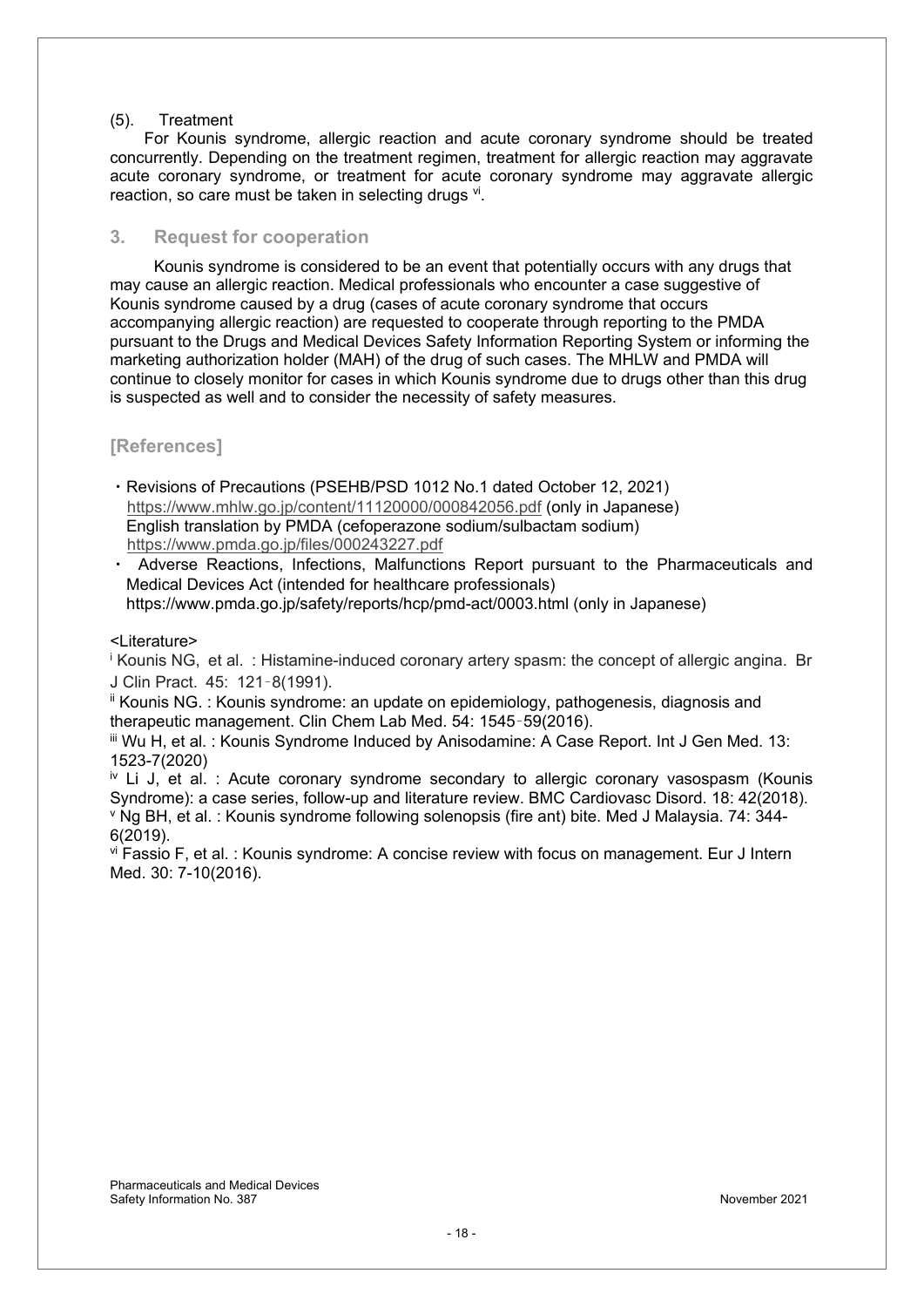(5). Treatment

For Kounis syndrome, allergic reaction and acute coronary syndrome should be treated concurrently. Depending on the treatment regimen, treatment for allergic reaction may aggravate acute coronary syndrome, or treatment for acute coronary syndrome may aggravate allergic reaction, so care must be taken in selecting drugs [vi].

## 3. Request for cooperation

Kounis syndrome is considered to be an event that potentially occurs with any drugs that may cause an allergic reaction. Medical professionals who encounter a case suggestive of Kounis syndrome caused by a drug (cases of acute coronary syndrome that occurs accompanying allergic reaction) are requested to cooperate through reporting to the PMDA pursuant to the Drugs and Medical Devices Safety Information Reporting System or informing the marketing authorization holder (MAH) of the drug of such cases. The MHLW and PMDA will continue to closely monitor for cases in which Kounis syndrome due to drugs other than this drug is suspected as well and to consider the necessity of safety measures.

## [References]

- Revisions of Precautions (PSEHB/PSD 1012 No.1 dated October 12, 2021)
  https://www.mhlw.go.jp/content/11120000/000842056.pdf (only in Japanese)
  English translation by PMDA (cefoperazone sodium/sulbactam sodium)
  https://www.pmda.go.jp/files/000243227.pdf
- Adverse Reactions, Infections, Malfunctions Report pursuant to the Pharmaceuticals and Medical Devices Act (intended for healthcare professionals)
  https://www.pmda.go.jp/safety/reports/hcp/pmd-act/0003.html (only in Japanese)

<Literature>

[i] Kounis NG, et al. : Histamine-induced coronary artery spasm: the concept of allergic angina. Br J Clin Pract. 45: 121‑8(1991).

[ii] Kounis NG. : Kounis syndrome: an update on epidemiology, pathogenesis, diagnosis and therapeutic management. Clin Chem Lab Med. 54: 1545‑59(2016).

[iii] Wu H, et al. : Kounis Syndrome Induced by Anisodamine: A Case Report. Int J Gen Med. 13: 1523-7(2020)

[iv] Li J, et al. : Acute coronary syndrome secondary to allergic coronary vasospasm (Kounis Syndrome): a case series, follow-up and literature review. BMC Cardiovasc Disord. 18: 42(2018).

[v] Ng BH, et al. : Kounis syndrome following solenopsis (fire ant) bite. Med J Malaysia. 74: 344-6(2019).

[vi] Fassio F, et al. : Kounis syndrome: A concise review with focus on management. Eur J Intern Med. 30: 7-10(2016).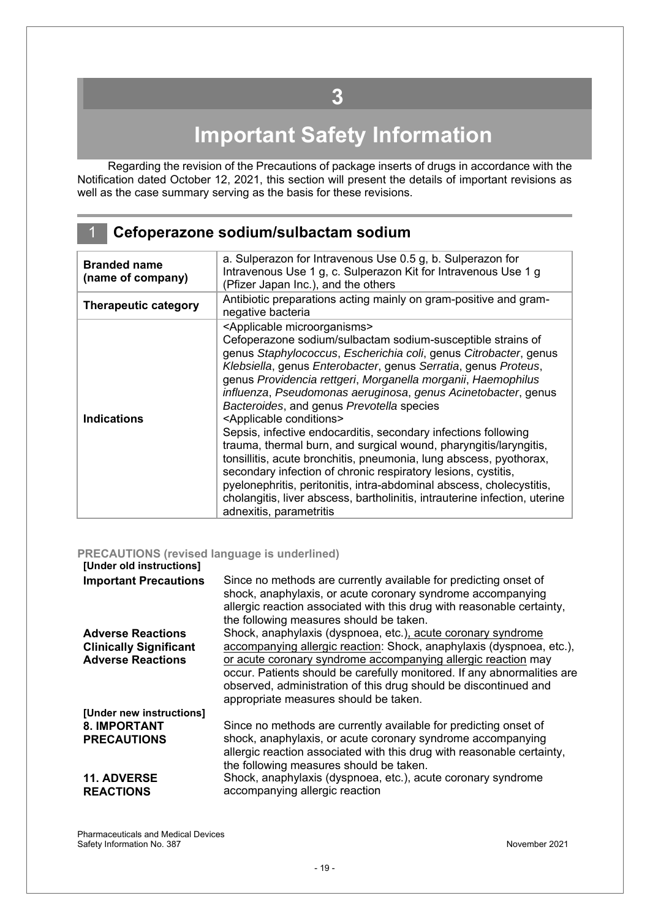# 3

# Important Safety Information

Regarding the revision of the Precautions of package inserts of drugs in accordance with the Notification dated October 12, 2021, this section will present the details of important revisions as well as the case summary serving as the basis for these revisions.

## 1 Cefoperazone sodium/sulbactam sodium

| **Branded name (name of company)** | a. Sulperazon for Intravenous Use 0.5 g, b. Sulperazon for Intravenous Use 1 g, c. Sulperazon Kit for Intravenous Use 1 g (Pfizer Japan Inc.), and the others |
|---|---|
| **Therapeutic category** | Antibiotic preparations acting mainly on gram-positive and gram-negative bacteria |
| **Indications** | <Applicable microorganisms> Cefoperazone sodium/sulbactam sodium-susceptible strains of genus *Staphylococcus*, *Escherichia coli*, genus *Citrobacter*, genus *Klebsiella*, genus *Enterobacter*, genus *Serratia*, genus *Proteus*, genus *Providencia rettgeri*, *Morganella morganii*, *Haemophilus influenza*, *Pseudomonas aeruginosa*, *genus Acinetobacter*, genus *Bacteroides*, and genus *Prevotella* species <Applicable conditions> Sepsis, infective endocarditis, secondary infections following trauma, thermal burn, and surgical wound, pharyngitis/laryngitis, tonsillitis, acute bronchitis, pneumonia, lung abscess, pyothorax, secondary infection of chronic respiratory lesions, cystitis, pyelonephritis, peritonitis, intra-abdominal abscess, cholecystitis, cholangitis, liver abscess, bartholinitis, intrauterine infection, uterine adnexitis, parametritis |

**PRECAUTIONS (revised language is underlined)**

**[Under old instructions]**

| | |
|---|---|
| **Important Precautions** | Since no methods are currently available for predicting onset of shock, anaphylaxis, or acute coronary syndrome accompanying allergic reaction associated with this drug with reasonable certainty, the following measures should be taken. |
| **Adverse Reactions Clinically Significant Adverse Reactions** | Shock, anaphylaxis (dyspnoea, etc.)<u>, acute coronary syndrome accompanying allergic reaction</u>: Shock, anaphylaxis (dyspnoea, etc.), <u>or acute coronary syndrome accompanying allergic reaction</u> may occur. Patients should be carefully monitored. If any abnormalities are observed, administration of this drug should be discontinued and appropriate measures should be taken. |

**[Under new instructions]**

| | |
|---|---|
| **8. IMPORTANT PRECAUTIONS** | Since no methods are currently available for predicting onset of shock, anaphylaxis, or acute coronary syndrome accompanying allergic reaction associated with this drug with reasonable certainty, the following measures should be taken. |
| **11. ADVERSE REACTIONS** | Shock, anaphylaxis (dyspnoea, etc.), acute coronary syndrome accompanying allergic reaction |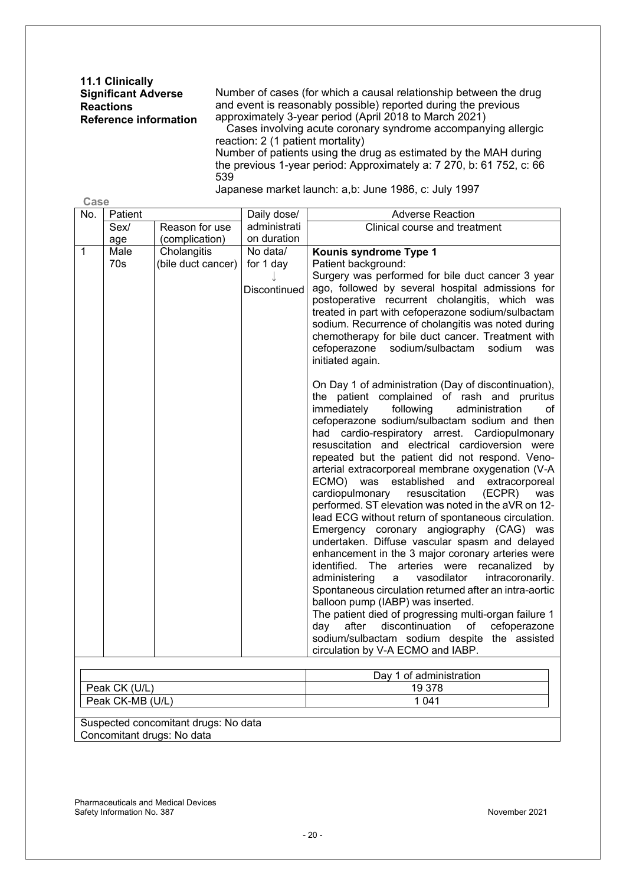**11.1 Clinically Significant Adverse Reactions Reference information**

Number of cases (for which a causal relationship between the drug and event is reasonably possible) reported during the previous approximately 3-year period (April 2018 to March 2021)

Cases involving acute coronary syndrome accompanying allergic reaction: 2 (1 patient mortality)

Number of patients using the drug as estimated by the MAH during the previous 1-year period: Approximately a: 7 270, b: 61 752, c: 66 539

Japanese market launch: a,b: June 1986, c: July 1997

**Case**

| No. | Patient | | Daily dose/ administration duration | Adverse Reaction |
|---|---|---|---|---|
| | Sex/ age | Reason for use (complication) | | Clinical course and treatment |
| 1 | Male 70s | Cholangitis (bile duct cancer) | No data/ for 1 day ↓ Discontinued | **Kounis syndrome Type 1**<br>Patient background:<br>Surgery was performed for bile duct cancer 3 year ago, followed by several hospital admissions for postoperative recurrent cholangitis, which was treated in part with cefoperazone sodium/sulbactam sodium. Recurrence of cholangitis was noted during chemotherapy for bile duct cancer. Treatment with cefoperazone sodium/sulbactam sodium was initiated again.<br><br>On Day 1 of administration (Day of discontinuation), the patient complained of rash and pruritus immediately following administration of cefoperazone sodium/sulbactam sodium and then had cardio-respiratory arrest. Cardiopulmonary resuscitation and electrical cardioversion were repeated but the patient did not respond. Veno-arterial extracorporeal membrane oxygenation (V-A ECMO) was established and extracorporeal cardiopulmonary resuscitation (ECPR) was performed. ST elevation was noted in the aVR on 12-lead ECG without return of spontaneous circulation. Emergency coronary angiography (CAG) was undertaken. Diffuse vascular spasm and delayed enhancement in the 3 major coronary arteries were identified. The arteries were recanalized by administering a vasodilator intracoronarily. Spontaneous circulation returned after an intra-aortic balloon pump (IABP) was inserted.<br>The patient died of progressing multi-organ failure 1 day after discontinuation of cefoperazone sodium/sulbactam sodium despite the assisted circulation by V-A ECMO and IABP. |

| | Day 1 of administration |
|---|---|
| Peak CK (U/L) | 19 378 |
| Peak CK-MB (U/L) | 1 041 |

Suspected concomitant drugs: No data
Concomitant drugs: No data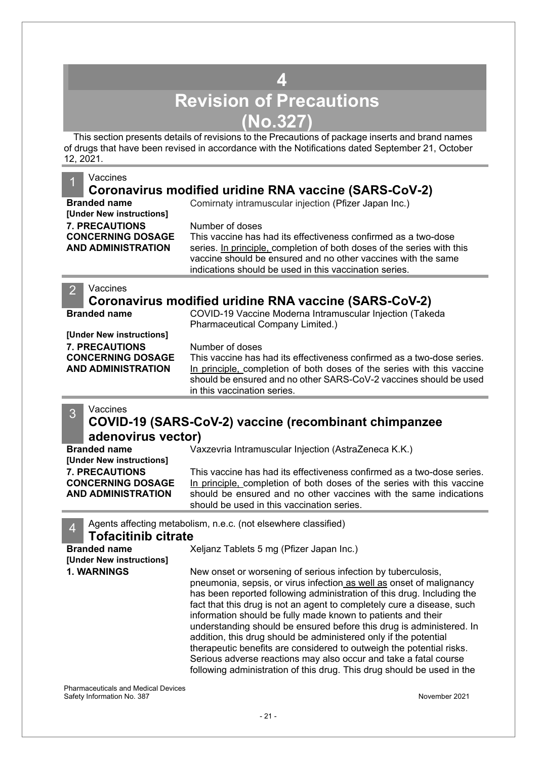# 4 Revision of Precautions (No.327)

This section presents details of revisions to the Precautions of package inserts and brand names of drugs that have been revised in accordance with the Notifications dated September 21, October 12, 2021.

## 1 Vaccines

### Coronavirus modified uridine RNA vaccine (SARS-CoV-2)

**Branded name** Comirnaty intramuscular injection (Pfizer Japan Inc.)

**[Under New instructions]**

**7. PRECAUTIONS CONCERNING DOSAGE AND ADMINISTRATION**

Number of doses
This vaccine has had its effectiveness confirmed as a two-dose series. In principle, completion of both doses of the series with this vaccine should be ensured and no other vaccines with the same indications should be used in this vaccination series.

## 2 Vaccines

### Coronavirus modified uridine RNA vaccine (SARS-CoV-2)

**Branded name** COVID-19 Vaccine Moderna Intramuscular Injection (Takeda Pharmaceutical Company Limited.)

**[Under New instructions]**

**7. PRECAUTIONS CONCERNING DOSAGE AND ADMINISTRATION**

Number of doses
This vaccine has had its effectiveness confirmed as a two-dose series. In principle, completion of both doses of the series with this vaccine should be ensured and no other SARS-CoV-2 vaccines should be used in this vaccination series.

## 3 Vaccines

### COVID-19 (SARS-CoV-2) vaccine (recombinant chimpanzee adenovirus vector)

**Branded name** Vaxzevria Intramuscular Injection (AstraZeneca K.K.)

**[Under New instructions]**

**7. PRECAUTIONS CONCERNING DOSAGE AND ADMINISTRATION**

This vaccine has had its effectiveness confirmed as a two-dose series. In principle, completion of both doses of the series with this vaccine should be ensured and no other vaccines with the same indications should be used in this vaccination series.

## 4 Agents affecting metabolism, n.e.c. (not elsewhere classified)

### Tofacitinib citrate

**Branded name** Xeljanz Tablets 5 mg (Pfizer Japan Inc.)

**[Under New instructions]**

**1. WARNINGS**

New onset or worsening of serious infection by tuberculosis, pneumonia, sepsis, or virus infection as well as onset of malignancy has been reported following administration of this drug. Including the fact that this drug is not an agent to completely cure a disease, such information should be fully made known to patients and their understanding should be ensured before this drug is administered. In addition, this drug should be administered only if the potential therapeutic benefits are considered to outweigh the potential risks. Serious adverse reactions may also occur and take a fatal course following administration of this drug. This drug should be used in the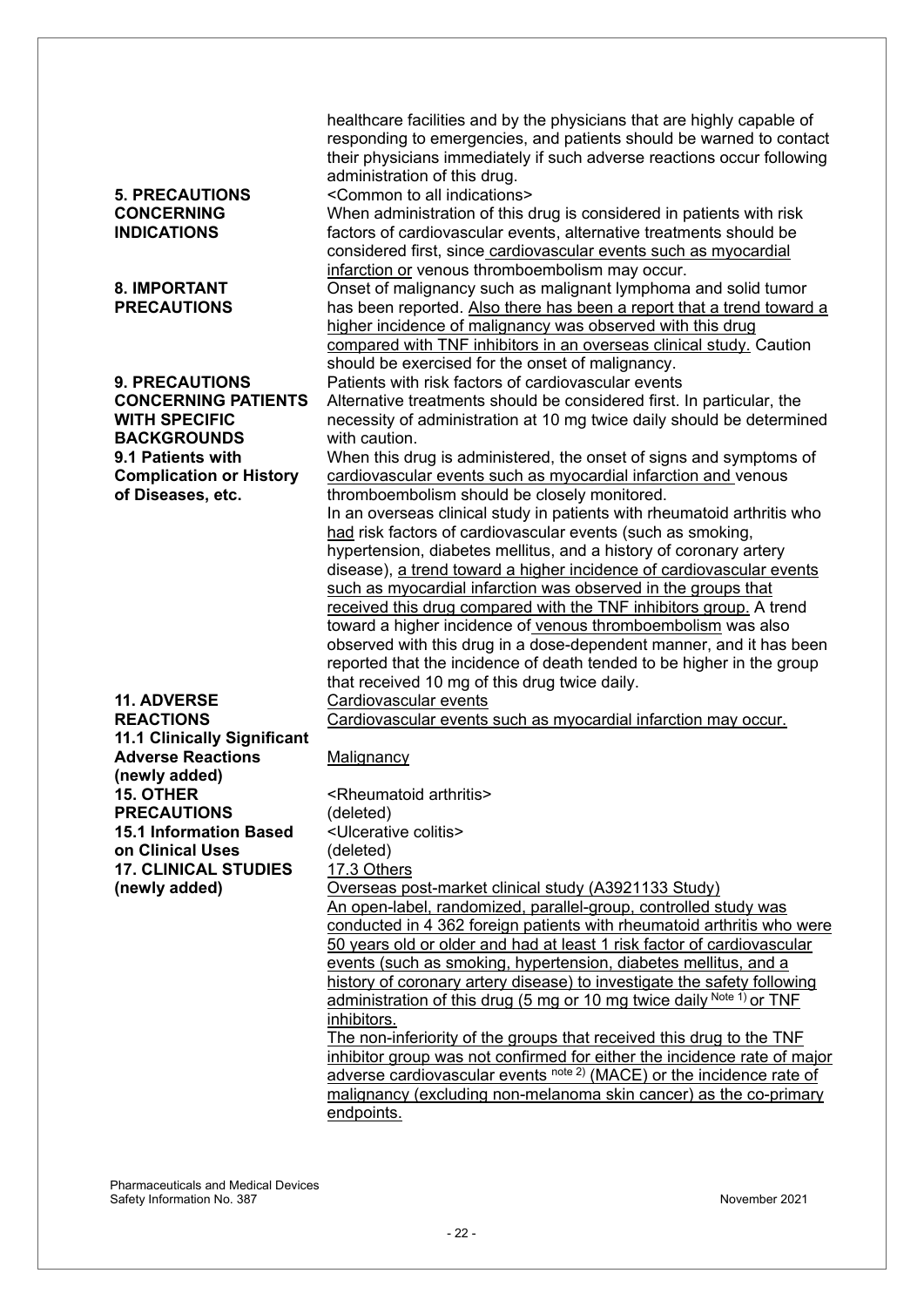| | |
|---|---|
| | healthcare facilities and by the physicians that are highly capable of responding to emergencies, and patients should be warned to contact their physicians immediately if such adverse reactions occur following administration of this drug. |
| **5. PRECAUTIONS CONCERNING INDICATIONS** | <Common to all indications><br>When administration of this drug is considered in patients with risk factors of cardiovascular events, alternative treatments should be considered first, since cardiovascular events such as myocardial infarction or venous thromboembolism may occur. |
| **8. IMPORTANT PRECAUTIONS** | Onset of malignancy such as malignant lymphoma and solid tumor has been reported. Also there has been a report that a trend toward a higher incidence of malignancy was observed with this drug compared with TNF inhibitors in an overseas clinical study. Caution should be exercised for the onset of malignancy. |
| **9. PRECAUTIONS CONCERNING PATIENTS WITH SPECIFIC BACKGROUNDS**<br>**9.1 Patients with Complication or History of Diseases, etc.** | Patients with risk factors of cardiovascular events<br>Alternative treatments should be considered first. In particular, the necessity of administration at 10 mg twice daily should be determined with caution.<br>When this drug is administered, the onset of signs and symptoms of cardiovascular events such as myocardial infarction and venous thromboembolism should be closely monitored.<br>In an overseas clinical study in patients with rheumatoid arthritis who had risk factors of cardiovascular events (such as smoking, hypertension, diabetes mellitus, and a history of coronary artery disease), a trend toward a higher incidence of cardiovascular events such as myocardial infarction was observed in the groups that received this drug compared with the TNF inhibitors group. A trend toward a higher incidence of venous thromboembolism was also observed with this drug in a dose-dependent manner, and it has been reported that the incidence of death tended to be higher in the group that received 10 mg of this drug twice daily. |
| **11. ADVERSE REACTIONS**<br>**11.1 Clinically Significant Adverse Reactions (newly added)** | Cardiovascular events<br>Cardiovascular events such as myocardial infarction may occur.<br><br>Malignancy |
| **15. OTHER PRECAUTIONS**<br>**15.1 Information Based on Clinical Uses** | <Rheumatoid arthritis><br>(deleted)<br><Ulcerative colitis><br>(deleted) |
| **17. CLINICAL STUDIES (newly added)** | 17.3 Others<br>Overseas post-market clinical study (A3921133 Study)<br>An open-label, randomized, parallel-group, controlled study was conducted in 4 362 foreign patients with rheumatoid arthritis who were 50 years old or older and had at least 1 risk factor of cardiovascular events (such as smoking, hypertension, diabetes mellitus, and a history of coronary artery disease) to investigate the safety following administration of this drug (5 mg or 10 mg twice daily [Note 1]) or TNF inhibitors.<br>The non-inferiority of the groups that received this drug to the TNF inhibitor group was not confirmed for either the incidence rate of major adverse cardiovascular events [note 2] (MACE) or the incidence rate of malignancy (excluding non-melanoma skin cancer) as the co-primary endpoints. |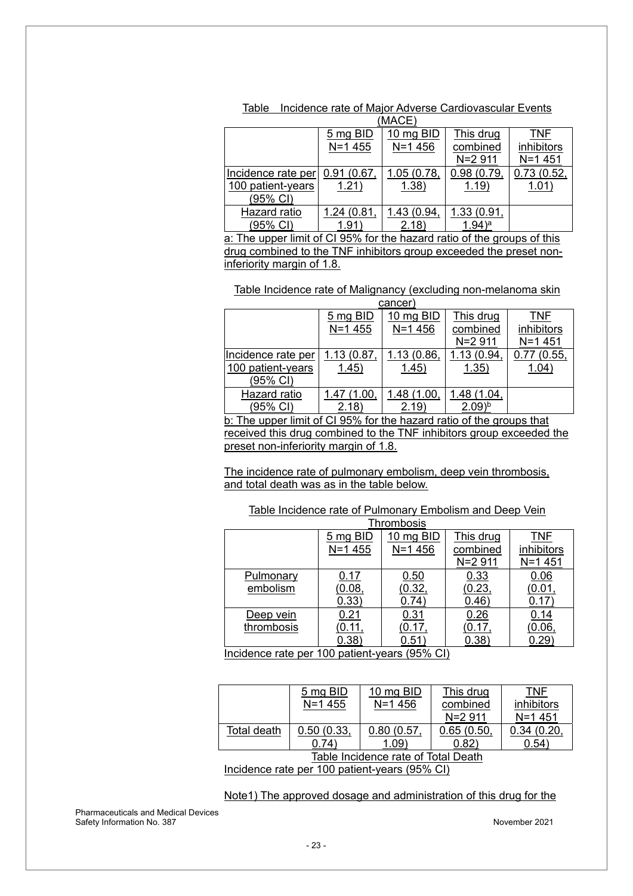Table　Incidence rate of Major Adverse Cardiovascular Events (MACE)

| | 5 mg BID N=1 455 | 10 mg BID N=1 456 | This drug combined N=2 911 | TNF inhibitors N=1 451 |
|---|---|---|---|---|
| Incidence rate per 100 patient-years (95% CI) | 0.91 (0.67, 1.21) | 1.05 (0.78, 1.38) | 0.98 (0.79, 1.19) | 0.73 (0.52, 1.01) |
| Hazard ratio (95% CI) | 1.24 (0.81, 1.91) | 1.43 (0.94, 2.18) | 1.33 (0.91, 1.94)[a] | |

a: The upper limit of CI 95% for the hazard ratio of the groups of this drug combined to the TNF inhibitors group exceeded the preset non-inferiority margin of 1.8.

Table Incidence rate of Malignancy (excluding non-melanoma skin cancer)

| | 5 mg BID N=1 455 | 10 mg BID N=1 456 | This drug combined N=2 911 | TNF inhibitors N=1 451 |
|---|---|---|---|---|
| Incidence rate per 100 patient-years (95% CI) | 1.13 (0.87, 1.45) | 1.13 (0.86, 1.45) | 1.13 (0.94, 1.35) | 0.77 (0.55, 1.04) |
| Hazard ratio (95% CI) | 1.47 (1.00, 2.18) | 1.48 (1.00, 2.19) | 1.48 (1.04, 2.09)[b] | |

b: The upper limit of CI 95% for the hazard ratio of the groups that received this drug combined to the TNF inhibitors group exceeded the preset non-inferiority margin of 1.8.

The incidence rate of pulmonary embolism, deep vein thrombosis, and total death was as in the table below.

Table Incidence rate of Pulmonary Embolism and Deep Vein Thrombosis

| | 5 mg BID N=1 455 | 10 mg BID N=1 456 | This drug combined N=2 911 | TNF inhibitors N=1 451 |
|---|---|---|---|---|
| Pulmonary embolism | 0.17 (0.08, 0.33) | 0.50 (0.32, 0.74) | 0.33 (0.23, 0.46) | 0.06 (0.01, 0.17) |
| Deep vein thrombosis | 0.21 (0.11, 0.38) | 0.31 (0.17, 0.51) | 0.26 (0.17, 0.38) | 0.14 (0.06, 0.29) |

Incidence rate per 100 patient-years (95% CI)

| | 5 mg BID N=1 455 | 10 mg BID N=1 456 | This drug combined N=2 911 | TNF inhibitors N=1 451 |
|---|---|---|---|---|
| Total death | 0.50 (0.33, 0.74) | 0.80 (0.57, 1.09) | 0.65 (0.50, 0.82) | 0.34 (0.20, 0.54) |

Table Incidence rate of Total Death

Incidence rate per 100 patient-years (95% CI)

Note1) The approved dosage and administration of this drug for the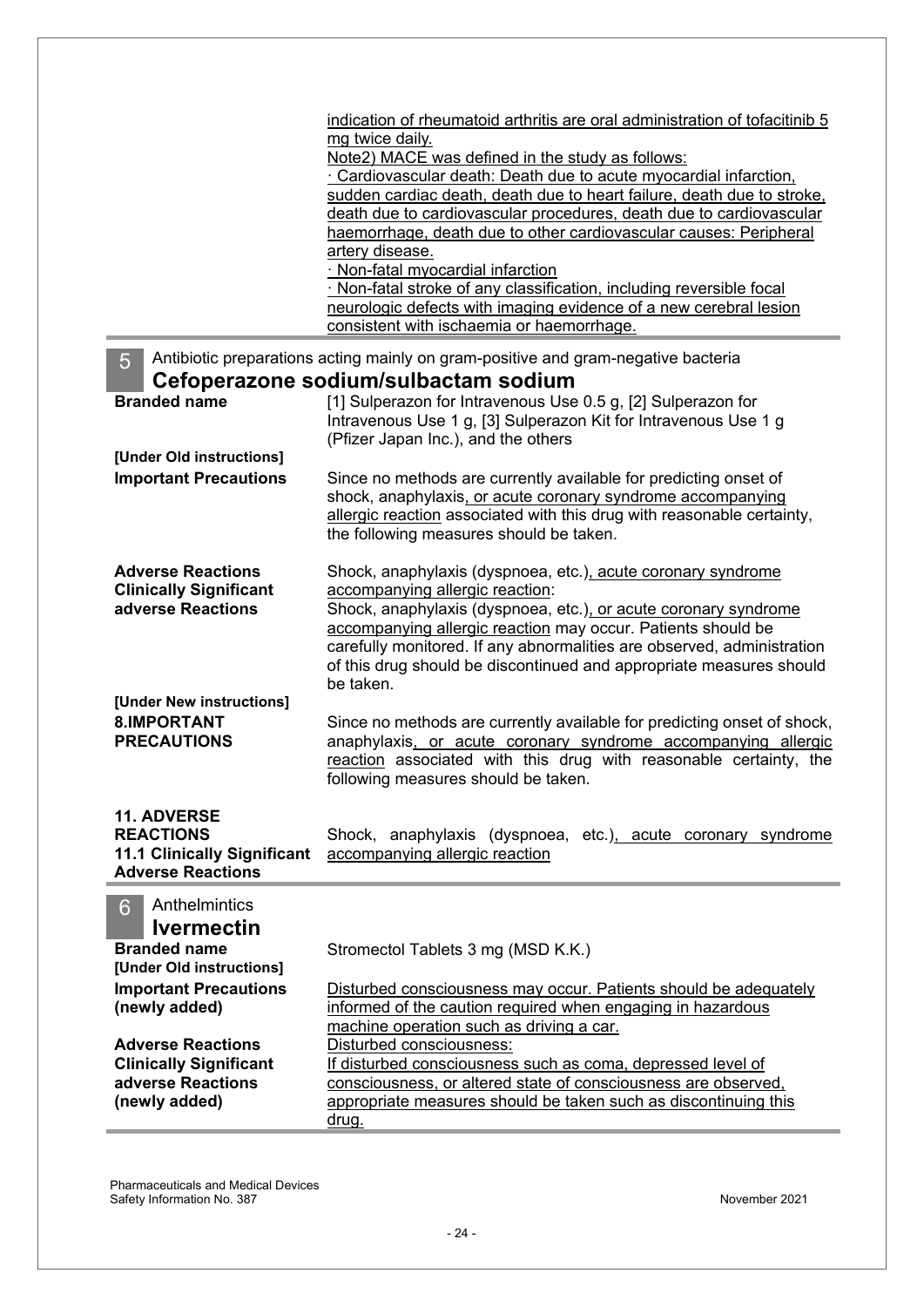indication of rheumatoid arthritis are oral administration of tofacitinib 5 mg twice daily.
Note2) MACE was defined in the study as follows:
· Cardiovascular death: Death due to acute myocardial infarction, sudden cardiac death, death due to heart failure, death due to stroke, death due to cardiovascular procedures, death due to cardiovascular haemorrhage, death due to other cardiovascular causes: Peripheral artery disease.
· Non-fatal myocardial infarction
· Non-fatal stroke of any classification, including reversible focal neurologic defects with imaging evidence of a new cerebral lesion consistent with ischaemia or haemorrhage.

## 5 Antibiotic preparations acting mainly on gram-positive and gram-negative bacteria

## Cefoperazone sodium/sulbactam sodium

| | |
|---|---|
| **Branded name** | [1] Sulperazon for Intravenous Use 0.5 g, [2] Sulperazon for Intravenous Use 1 g, [3] Sulperazon Kit for Intravenous Use 1 g (Pfizer Japan Inc.), and the others |
| **[Under Old instructions]** | |
| **Important Precautions** | Since no methods are currently available for predicting onset of shock, anaphylaxis, or acute coronary syndrome accompanying allergic reaction associated with this drug with reasonable certainty, the following measures should be taken. |
| **Adverse Reactions Clinically Significant adverse Reactions** | Shock, anaphylaxis (dyspnoea, etc.), acute coronary syndrome accompanying allergic reaction:<br>Shock, anaphylaxis (dyspnoea, etc.), or acute coronary syndrome accompanying allergic reaction may occur. Patients should be carefully monitored. If any abnormalities are observed, administration of this drug should be discontinued and appropriate measures should be taken. |
| **[Under New instructions]** | |
| **8.IMPORTANT PRECAUTIONS** | Since no methods are currently available for predicting onset of shock, anaphylaxis, or acute coronary syndrome accompanying allergic reaction associated with this drug with reasonable certainty, the following measures should be taken. |
| **11. ADVERSE REACTIONS 11.1 Clinically Significant Adverse Reactions** | Shock, anaphylaxis (dyspnoea, etc.), acute coronary syndrome accompanying allergic reaction |

## 6 Anthelmintics

## Ivermectin

| | |
|---|---|
| **Branded name** | Stromectol Tablets 3 mg (MSD K.K.) |
| **[Under Old instructions]** | |
| **Important Precautions (newly added)** | Disturbed consciousness may occur. Patients should be adequately informed of the caution required when engaging in hazardous machine operation such as driving a car. |
| **Adverse Reactions Clinically Significant adverse Reactions (newly added)** | Disturbed consciousness:<br>If disturbed consciousness such as coma, depressed level of consciousness, or altered state of consciousness are observed, appropriate measures should be taken such as discontinuing this drug. |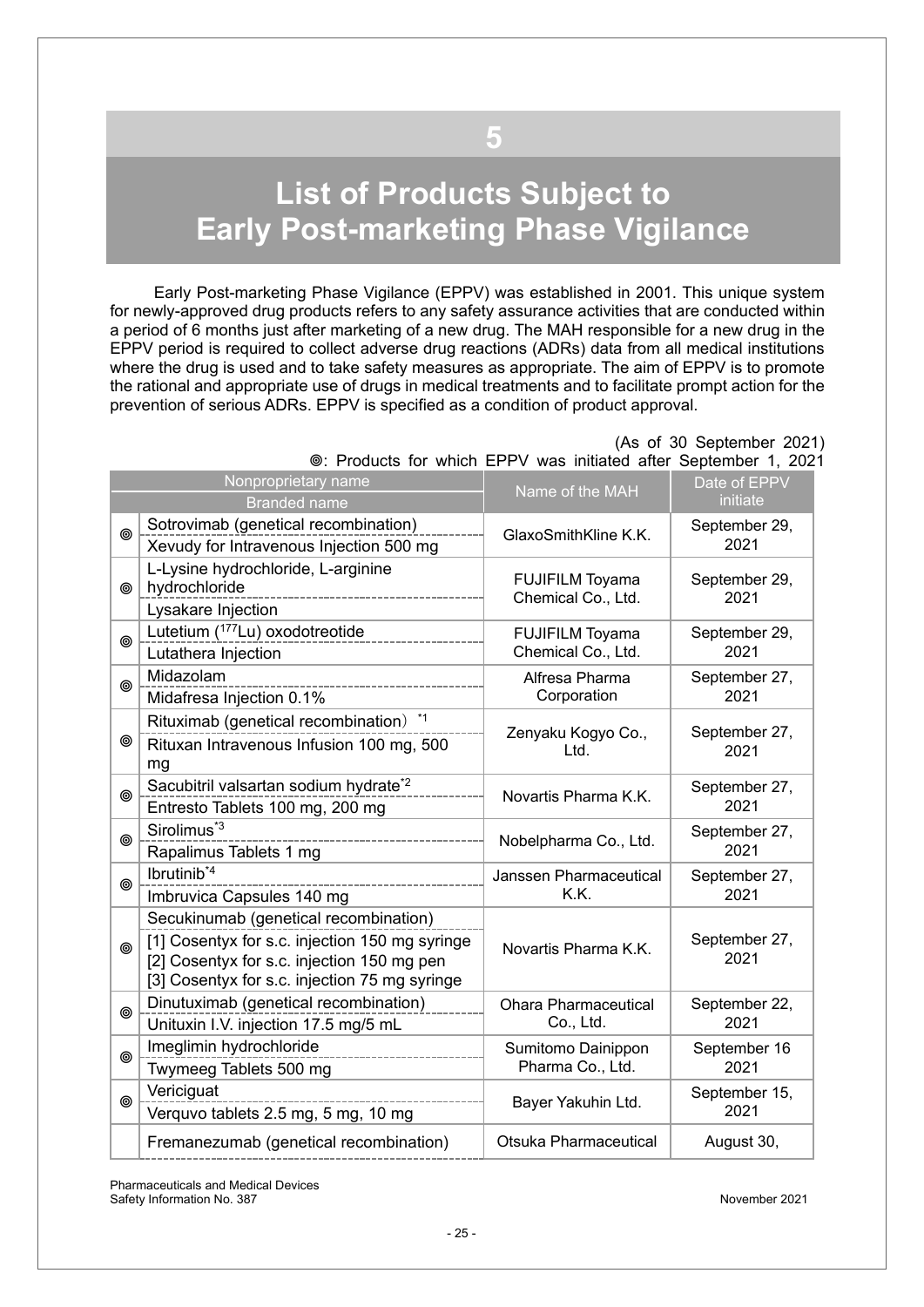# 5

# List of Products Subject to Early Post-marketing Phase Vigilance

Early Post-marketing Phase Vigilance (EPPV) was established in 2001. This unique system for newly-approved drug products refers to any safety assurance activities that are conducted within a period of 6 months just after marketing of a new drug. The MAH responsible for a new drug in the EPPV period is required to collect adverse drug reactions (ADRs) data from all medical institutions where the drug is used and to take safety measures as appropriate. The aim of EPPV is to promote the rational and appropriate use of drugs in medical treatments and to facilitate prompt action for the prevention of serious ADRs. EPPV is specified as a condition of product approval.

(As of 30 September 2021)

◎: Products for which EPPV was initiated after September 1, 2021

| | Nonproprietary name / Branded name | Name of the MAH | Date of EPPV initiate |
|---|---|---|---|
| ◎ | Sotrovimab (genetical recombination)<br>Xevudy for Intravenous Injection 500 mg | GlaxoSmithKline K.K. | September 29, 2021 |
| ◎ | L-Lysine hydrochloride, L-arginine hydrochloride<br>Lysakare Injection | FUJIFILM Toyama Chemical Co., Ltd. | September 29, 2021 |
| ◎ | Lutetium ($^{177}$Lu) oxodotreotide<br>Lutathera Injection | FUJIFILM Toyama Chemical Co., Ltd. | September 29, 2021 |
| ◎ | Midazolam<br>Midafresa Injection 0.1% | Alfresa Pharma Corporation | September 27, 2021 |
| ◎ | Rituximab (genetical recombination)[*1]<br>Rituxan Intravenous Infusion 100 mg, 500 mg | Zenyaku Kogyo Co., Ltd. | September 27, 2021 |
| ◎ | Sacubitril valsartan sodium hydrate[*2]<br>Entresto Tablets 100 mg, 200 mg | Novartis Pharma K.K. | September 27, 2021 |
| ◎ | Sirolimus[*3]<br>Rapalimus Tablets 1 mg | Nobelpharma Co., Ltd. | September 27, 2021 |
| ◎ | Ibrutinib[*4]<br>Imbruvica Capsules 140 mg | Janssen Pharmaceutical K.K. | September 27, 2021 |
| ◎ | Secukinumab (genetical recombination)<br>[1] Cosentyx for s.c. injection 150 mg syringe<br>[2] Cosentyx for s.c. injection 150 mg pen<br>[3] Cosentyx for s.c. injection 75 mg syringe | Novartis Pharma K.K. | September 27, 2021 |
| ◎ | Dinutuximab (genetical recombination)<br>Unituxin I.V. injection 17.5 mg/5 mL | Ohara Pharmaceutical Co., Ltd. | September 22, 2021 |
| ◎ | Imeglimin hydrochloride<br>Twymeeg Tablets 500 mg | Sumitomo Dainippon Pharma Co., Ltd. | September 16 2021 |
| ◎ | Vericiguat<br>Verquvo tablets 2.5 mg, 5 mg, 10 mg | Bayer Yakuhin Ltd. | September 15, 2021 |
| | Fremanezumab (genetical recombination) | Otsuka Pharmaceutical | August 30, |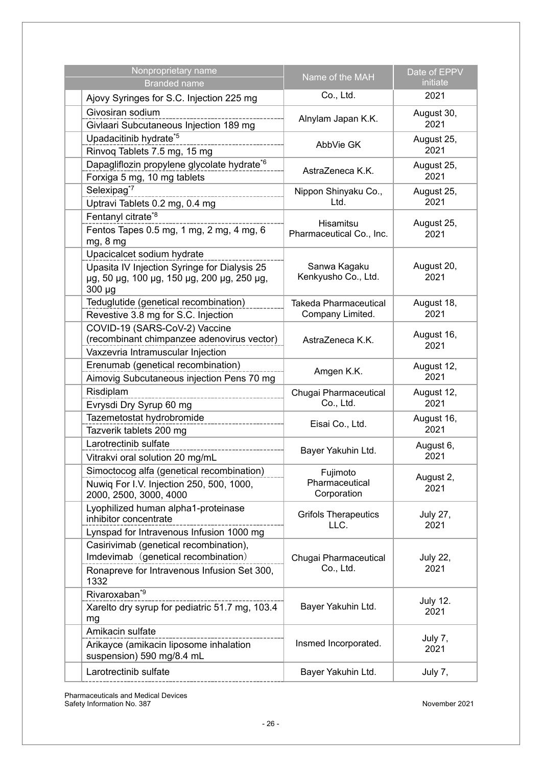| | Nonproprietary name<br>Branded name | Name of the MAH | Date of EPPV initiate |
|---|---|---|---|
| | Ajovy Syringes for S.C. Injection 225 mg | Co., Ltd. | 2021 |
| | Givosiran sodium<br>Givlaari Subcutaneous Injection 189 mg | Alnylam Japan K.K. | August 30, 2021 |
| | Upadacitinib hydrate[*5]<br>Rinvoq Tablets 7.5 mg, 15 mg | AbbVie GK | August 25, 2021 |
| | Dapagliflozin propylene glycolate hydrate[*6]<br>Forxiga 5 mg, 10 mg tablets | AstraZeneca K.K. | August 25, 2021 |
| | Selexipag[*7]<br>Uptravi Tablets 0.2 mg, 0.4 mg | Nippon Shinyaku Co., Ltd. | August 25, 2021 |
| | Fentanyl citrate[*8]<br>Fentos Tapes 0.5 mg, 1 mg, 2 mg, 4 mg, 6 mg, 8 mg | Hisamitsu Pharmaceutical Co., Inc. | August 25, 2021 |
| | Upacicalcet sodium hydrate<br>Upasita IV Injection Syringe for Dialysis 25 μg, 50 μg, 100 μg, 150 μg, 200 μg, 250 μg, 300 μg | Sanwa Kagaku Kenkyusho Co., Ltd. | August 20, 2021 |
| | Teduglutide (genetical recombination)<br>Revestive 3.8 mg for S.C. Injection | Takeda Pharmaceutical Company Limited. | August 18, 2021 |
| | COVID-19 (SARS-CoV-2) Vaccine (recombinant chimpanzee adenovirus vector)<br>Vaxzevria Intramuscular Injection | AstraZeneca K.K. | August 16, 2021 |
| | Erenumab (genetical recombination)<br>Aimovig Subcutaneous injection Pens 70 mg | Amgen K.K. | August 12, 2021 |
| | Risdiplam<br>Evrysdi Dry Syrup 60 mg | Chugai Pharmaceutical Co., Ltd. | August 12, 2021 |
| | Tazemetostat hydrobromide<br>Tazverik tablets 200 mg | Eisai Co., Ltd. | August 16, 2021 |
| | Larotrectinib sulfate<br>Vitrakvi oral solution 20 mg/mL | Bayer Yakuhin Ltd. | August 6, 2021 |
| | Simoctocog alfa (genetical recombination)<br>Nuwiq For I.V. Injection 250, 500, 1000, 2000, 2500, 3000, 4000 | Fujimoto Pharmaceutical Corporation | August 2, 2021 |
| | Lyophilized human alpha1-proteinase inhibitor concentrate<br>Lynspad for Intravenous Infusion 1000 mg | Grifols Therapeutics LLC. | July 27, 2021 |
| | Casirivimab (genetical recombination), Imdevimab（genetical recombination）<br>Ronapreve for Intravenous Infusion Set 300, 1332 | Chugai Pharmaceutical Co., Ltd. | July 22, 2021 |
| | Rivaroxaban[*9]<br>Xarelto dry syrup for pediatric 51.7 mg, 103.4 mg | Bayer Yakuhin Ltd. | July 12. 2021 |
| | Amikacin sulfate<br>Arikayce (amikacin liposome inhalation suspension) 590 mg/8.4 mL | Insmed Incorporated. | July 7, 2021 |
| | Larotrectinib sulfate | Bayer Yakuhin Ltd. | July 7, |

Pharmaceuticals and Medical Devices Safety Information No. 387 — November 2021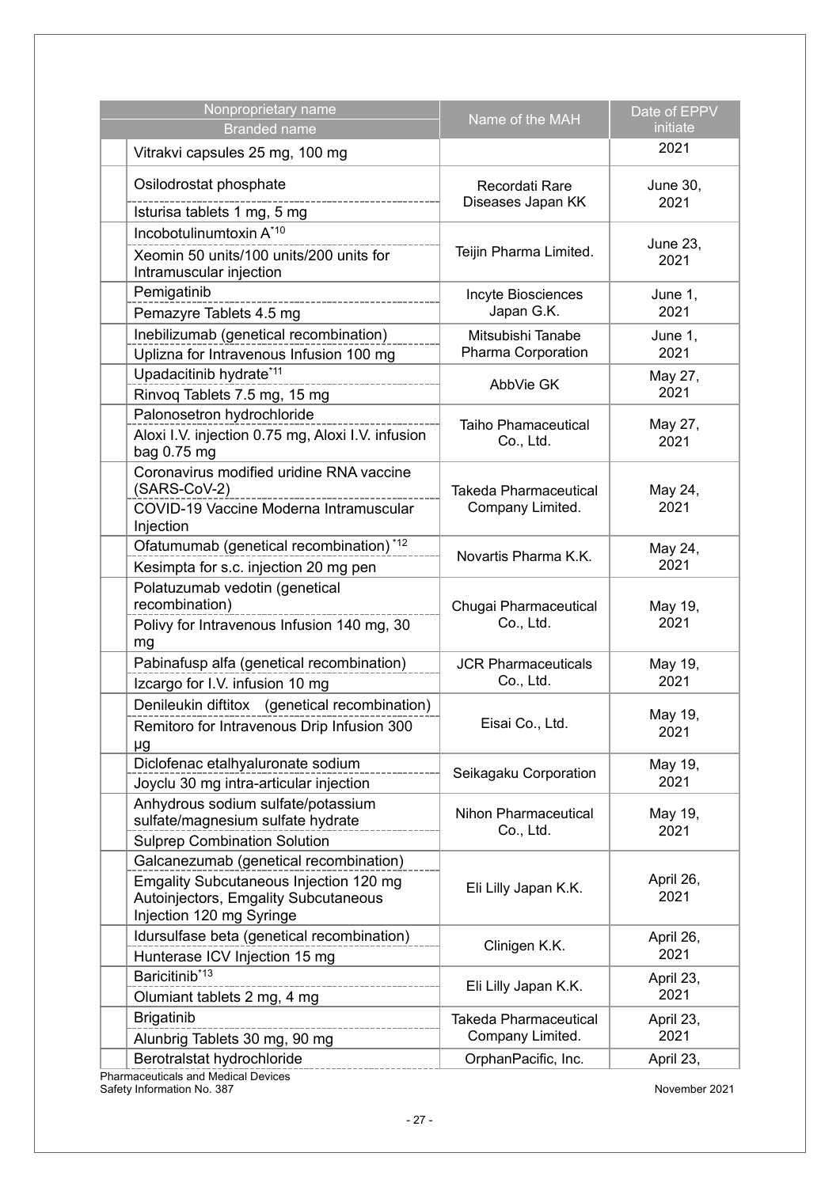| Nonproprietary name / Branded name | | Name of the MAH | Date of EPPV initiate |
|---|---|---|---|
| | Vitrakvi capsules 25 mg, 100 mg | | 2021 |
| | Osilodrostat phosphate<br>Isturisa tablets 1 mg, 5 mg | Recordati Rare Diseases Japan KK | June 30, 2021 |
| | Incobotulinumtoxin A[*10]<br>Xeomin 50 units/100 units/200 units for Intramuscular injection | Teijin Pharma Limited. | June 23, 2021 |
| | Pemigatinib<br>Pemazyre Tablets 4.5 mg | Incyte Biosciences Japan G.K. | June 1, 2021 |
| | Inebilizumab (genetical recombination)<br>Uplizna for Intravenous Infusion 100 mg | Mitsubishi Tanabe Pharma Corporation | June 1, 2021 |
| | Upadacitinib hydrate[*11]<br>Rinvoq Tablets 7.5 mg, 15 mg | AbbVie GK | May 27, 2021 |
| | Palonosetron hydrochloride<br>Aloxi I.V. injection 0.75 mg, Aloxi I.V. infusion bag 0.75 mg | Taiho Phamaceutical Co., Ltd. | May 27, 2021 |
| | Coronavirus modified uridine RNA vaccine (SARS-CoV-2)<br>COVID-19 Vaccine Moderna Intramuscular Injection | Takeda Pharmaceutical Company Limited. | May 24, 2021 |
| | Ofatumumab (genetical recombination)[*12]<br>Kesimpta for s.c. injection 20 mg pen | Novartis Pharma K.K. | May 24, 2021 |
| | Polatuzumab vedotin (genetical recombination)<br>Polivy for Intravenous Infusion 140 mg, 30 mg | Chugai Pharmaceutical Co., Ltd. | May 19, 2021 |
| | Pabinafusp alfa (genetical recombination)<br>Izcargo for I.V. infusion 10 mg | JCR Pharmaceuticals Co., Ltd. | May 19, 2021 |
| | Denileukin diftitox (genetical recombination)<br>Remitoro for Intravenous Drip Infusion 300 μg | Eisai Co., Ltd. | May 19, 2021 |
| | Diclofenac etalhyaluronate sodium<br>Joyclu 30 mg intra-articular injection | Seikagaku Corporation | May 19, 2021 |
| | Anhydrous sodium sulfate/potassium sulfate/magnesium sulfate hydrate<br>Sulprep Combination Solution | Nihon Pharmaceutical Co., Ltd. | May 19, 2021 |
| | Galcanezumab (genetical recombination)<br>Emgality Subcutaneous Injection 120 mg Autoinjectors, Emgality Subcutaneous Injection 120 mg Syringe | Eli Lilly Japan K.K. | April 26, 2021 |
| | Idursulfase beta (genetical recombination)<br>Hunterase ICV Injection 15 mg | Clinigen K.K. | April 26, 2021 |
| | Baricitinib[*13]<br>Olumiant tablets 2 mg, 4 mg | Eli Lilly Japan K.K. | April 23, 2021 |
| | Brigatinib<br>Alunbrig Tablets 30 mg, 90 mg | Takeda Pharmaceutical Company Limited. | April 23, 2021 |
| | Berotralstat hydrochloride | OrphanPacific, Inc. | April 23, |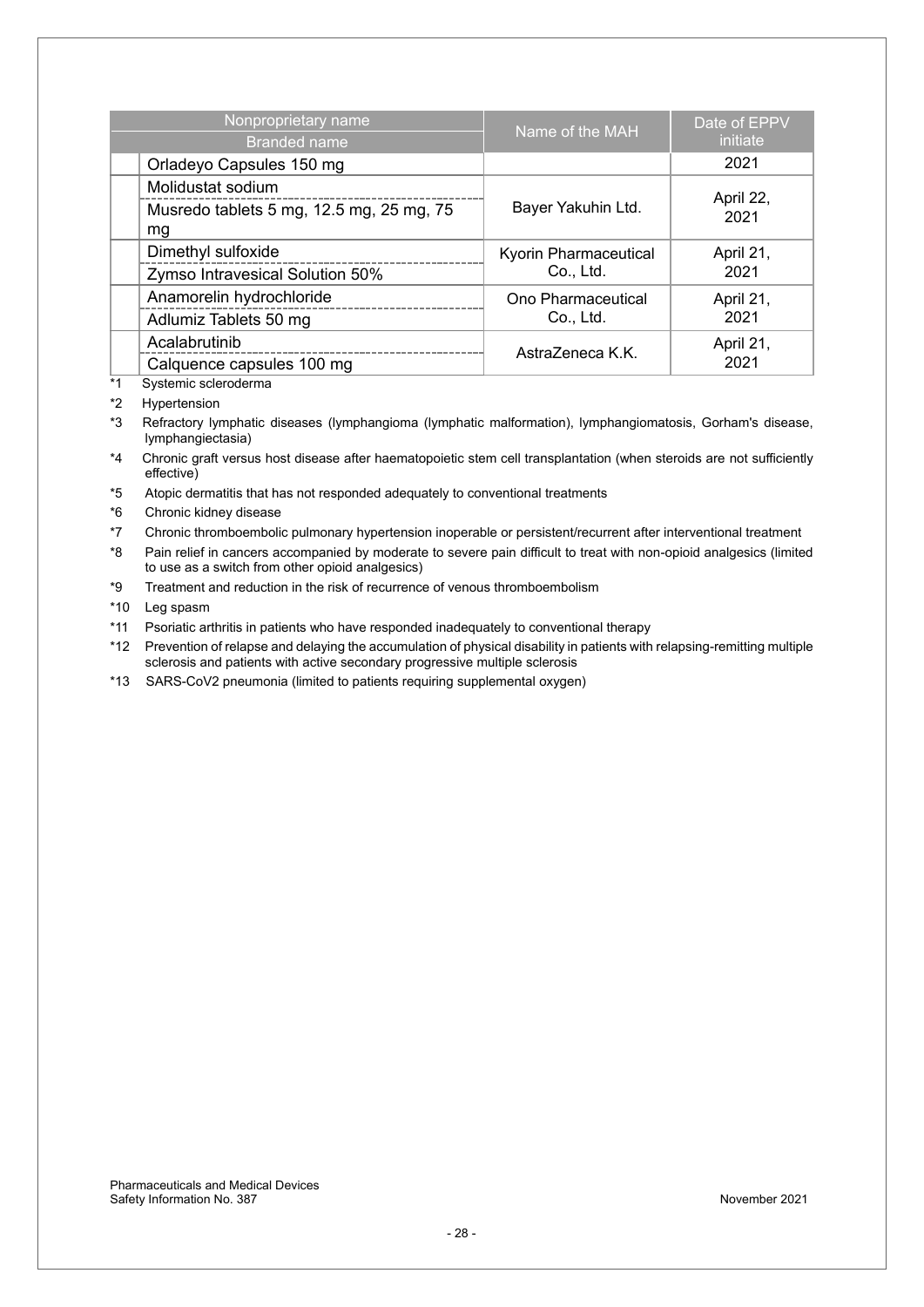| | Nonproprietary name / Branded name | Name of the MAH | Date of EPPV initiate |
|---|---|---|---|
| | Orladeyo Capsules 150 mg | | 2021 |
| | Molidustat sodium<br>Musredo tablets 5 mg, 12.5 mg, 25 mg, 75 mg | Bayer Yakuhin Ltd. | April 22, 2021 |
| | Dimethyl sulfoxide<br>Zymso Intravesical Solution 50% | Kyorin Pharmaceutical Co., Ltd. | April 21, 2021 |
| | Anamorelin hydrochloride<br>Adlumiz Tablets 50 mg | Ono Pharmaceutical Co., Ltd. | April 21, 2021 |
| | Acalabrutinib<br>Calquence capsules 100 mg | AstraZeneca K.K. | April 21, 2021 |

*1 Systemic scleroderma

*2 Hypertension

*3 Refractory lymphatic diseases (lymphangioma (lymphatic malformation), lymphangiomatosis, Gorham's disease, lymphangiectasia)

*4 Chronic graft versus host disease after haematopoietic stem cell transplantation (when steroids are not sufficiently effective)

*5 Atopic dermatitis that has not responded adequately to conventional treatments

*6 Chronic kidney disease

*7 Chronic thromboembolic pulmonary hypertension inoperable or persistent/recurrent after interventional treatment

*8 Pain relief in cancers accompanied by moderate to severe pain difficult to treat with non-opioid analgesics (limited to use as a switch from other opioid analgesics)

*9 Treatment and reduction in the risk of recurrence of venous thromboembolism

*10 Leg spasm

*11 Psoriatic arthritis in patients who have responded inadequately to conventional therapy

*12 Prevention of relapse and delaying the accumulation of physical disability in patients with relapsing-remitting multiple sclerosis and patients with active secondary progressive multiple sclerosis

*13 SARS-CoV2 pneumonia (limited to patients requiring supplemental oxygen)